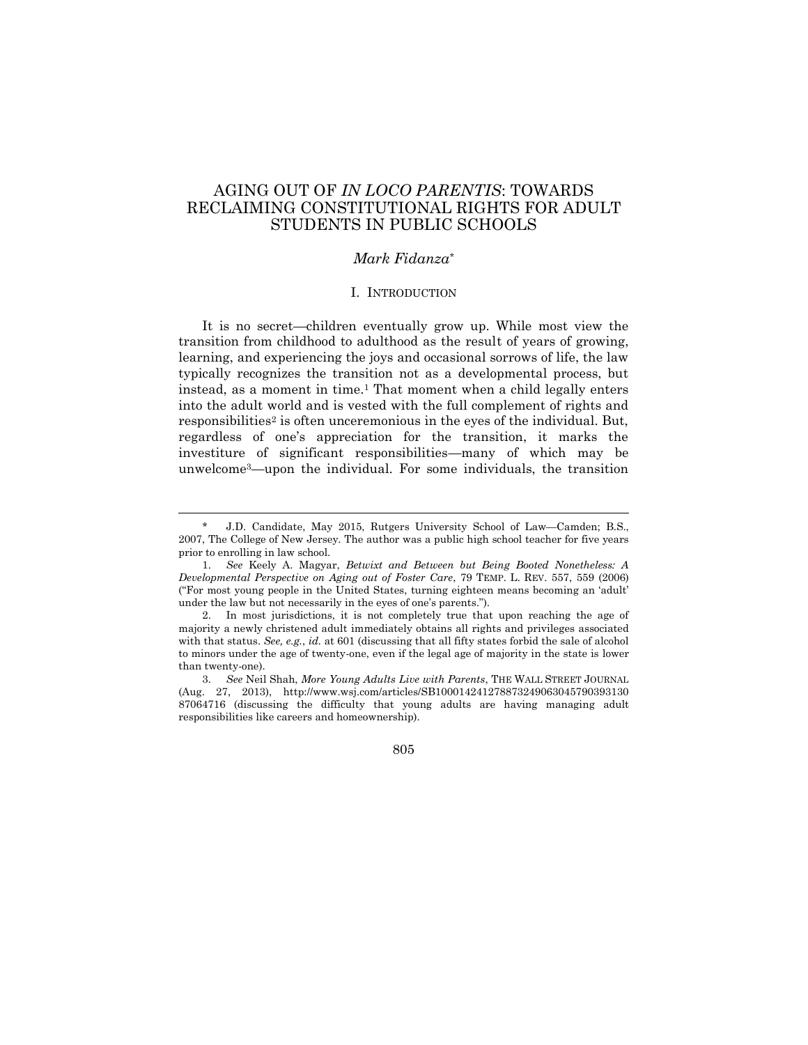# AGING OUT OF *IN LOCO PARENTIS*: TOWARDS RECLAIMING CONSTITUTIONAL RIGHTS FOR ADULT STUDENTS IN PUBLIC SCHOOLS

*Mark Fidanza*[*]

## I. INTRODUCTION

It is no secret—children eventually grow up. While most view the transition from childhood to adulthood as the result of years of growing, learning, and experiencing the joys and occasional sorrows of life, the law typically recognizes the transition not as a developmental process, but instead, as a moment in time.[1] That moment when a child legally enters into the adult world and is vested with the full complement of rights and responsibilities[2] is often unceremonious in the eyes of the individual. But, regardless of one's appreciation for the transition, it marks the investiture of significant responsibilities—many of which may be unwelcome[3]—upon the individual. For some individuals, the transition

---

\* J.D. Candidate, May 2015, Rutgers University School of Law—Camden; B.S., 2007, The College of New Jersey. The author was a public high school teacher for five years prior to enrolling in law school.

1. *See* Keely A. Magyar, *Betwixt and Between but Being Booted Nonetheless: A Developmental Perspective on Aging out of Foster Care*, 79 TEMP. L. REV. 557, 559 (2006) ("For most young people in the United States, turning eighteen means becoming an 'adult' under the law but not necessarily in the eyes of one's parents.").

2. In most jurisdictions, it is not completely true that upon reaching the age of majority a newly christened adult immediately obtains all rights and privileges associated with that status. *See, e.g.*, *id.* at 601 (discussing that all fifty states forbid the sale of alcohol to minors under the age of twenty-one, even if the legal age of majority in the state is lower than twenty-one).

3. *See* Neil Shah, *More Young Adults Live with Parents*, THE WALL STREET JOURNAL (Aug. 27, 2013), http://www.wsj.com/articles/SB10001424127887324906304579039313087064716 (discussing the difficulty that young adults are having managing adult responsibilities like careers and homeownership).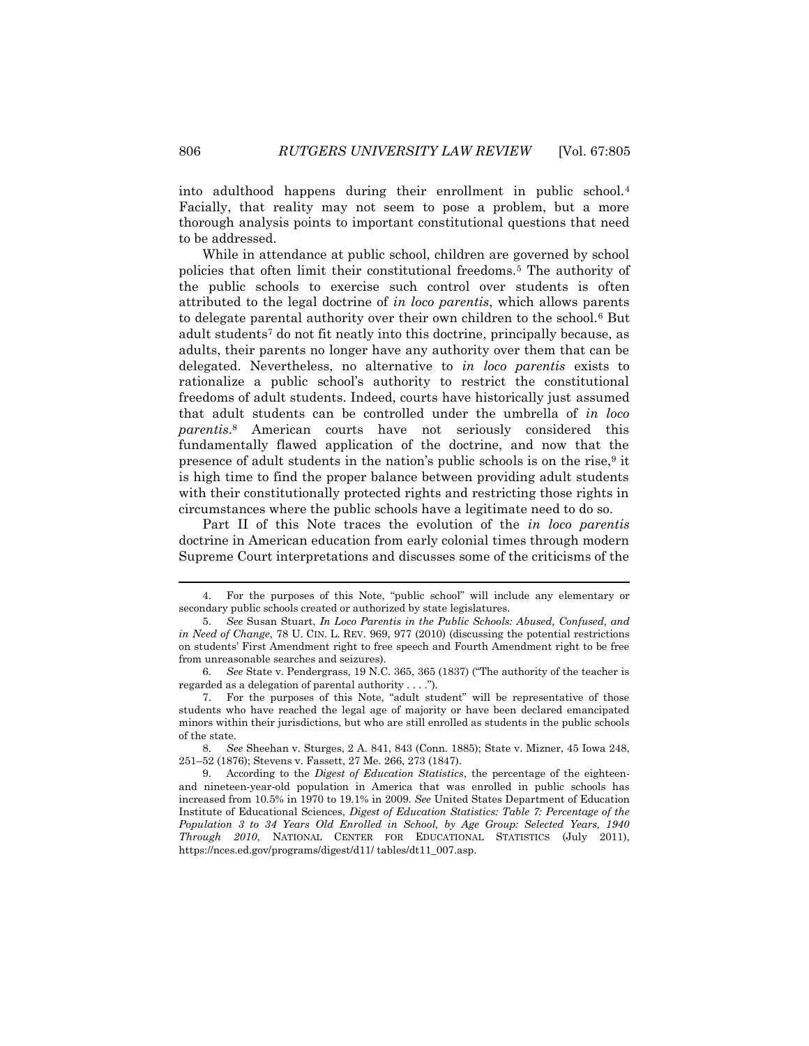into adulthood happens during their enrollment in public school.[4] Facially, that reality may not seem to pose a problem, but a more thorough analysis points to important constitutional questions that need to be addressed.

While in attendance at public school, children are governed by school policies that often limit their constitutional freedoms.[5] The authority of the public schools to exercise such control over students is often attributed to the legal doctrine of *in loco parentis*, which allows parents to delegate parental authority over their own children to the school.[6] But adult students[7] do not fit neatly into this doctrine, principally because, as adults, their parents no longer have any authority over them that can be delegated. Nevertheless, no alternative to *in loco parentis* exists to rationalize a public school's authority to restrict the constitutional freedoms of adult students. Indeed, courts have historically just assumed that adult students can be controlled under the umbrella of *in loco parentis*.[8] American courts have not seriously considered this fundamentally flawed application of the doctrine, and now that the presence of adult students in the nation's public schools is on the rise,[9] it is high time to find the proper balance between providing adult students with their constitutionally protected rights and restricting those rights in circumstances where the public schools have a legitimate need to do so.

Part II of this Note traces the evolution of the *in loco parentis* doctrine in American education from early colonial times through modern Supreme Court interpretations and discusses some of the criticisms of the

---

4. For the purposes of this Note, "public school" will include any elementary or secondary public schools created or authorized by state legislatures.

5. *See* Susan Stuart, *In Loco Parentis in the Public Schools: Abused, Confused, and in Need of Change*, 78 U. CIN. L. REV. 969, 977 (2010) (discussing the potential restrictions on students' First Amendment right to free speech and Fourth Amendment right to be free from unreasonable searches and seizures).

6. *See* State v. Pendergrass, 19 N.C. 365, 365 (1837) ("The authority of the teacher is regarded as a delegation of parental authority . . . .").

7. For the purposes of this Note, "adult student" will be representative of those students who have reached the legal age of majority or have been declared emancipated minors within their jurisdictions, but who are still enrolled as students in the public schools of the state.

8. *See* Sheehan v. Sturges, 2 A. 841, 843 (Conn. 1885); State v. Mizner, 45 Iowa 248, 251–52 (1876); Stevens v. Fassett, 27 Me. 266, 273 (1847).

9. According to the *Digest of Education Statistics*, the percentage of the eighteen- and nineteen-year-old population in America that was enrolled in public schools has increased from 10.5% in 1970 to 19.1% in 2009. *See* United States Department of Education Institute of Educational Sciences, *Digest of Education Statistics: Table 7: Percentage of the Population 3 to 34 Years Old Enrolled in School, by Age Group: Selected Years, 1940 Through 2010*, NATIONAL CENTER FOR EDUCATIONAL STATISTICS (July 2011), https://nces.ed.gov/programs/digest/d11/ tables/dt11_007.asp.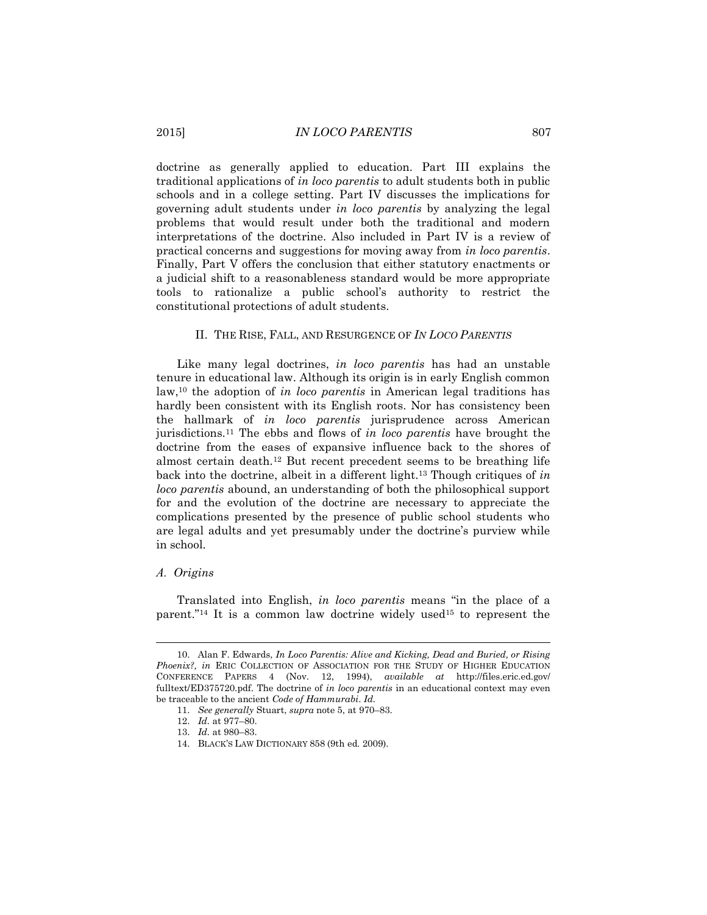doctrine as generally applied to education. Part III explains the traditional applications of *in loco parentis* to adult students both in public schools and in a college setting. Part IV discusses the implications for governing adult students under *in loco parentis* by analyzing the legal problems that would result under both the traditional and modern interpretations of the doctrine. Also included in Part IV is a review of practical concerns and suggestions for moving away from *in loco parentis*. Finally, Part V offers the conclusion that either statutory enactments or a judicial shift to a reasonableness standard would be more appropriate tools to rationalize a public school's authority to restrict the constitutional protections of adult students.

## II. THE RISE, FALL, AND RESURGENCE OF *IN LOCO PARENTIS*

Like many legal doctrines, *in loco parentis* has had an unstable tenure in educational law. Although its origin is in early English common law,[10] the adoption of *in loco parentis* in American legal traditions has hardly been consistent with its English roots. Nor has consistency been the hallmark of *in loco parentis* jurisprudence across American jurisdictions.[11] The ebbs and flows of *in loco parentis* have brought the doctrine from the eases of expansive influence back to the shores of almost certain death.[12] But recent precedent seems to be breathing life back into the doctrine, albeit in a different light.[13] Though critiques of *in loco parentis* abound, an understanding of both the philosophical support for and the evolution of the doctrine are necessary to appreciate the complications presented by the presence of public school students who are legal adults and yet presumably under the doctrine's purview while in school.

### *A. Origins*

Translated into English, *in loco parentis* means "in the place of a parent."[14] It is a common law doctrine widely used[15] to represent the

---

10. Alan F. Edwards, *In Loco Parentis: Alive and Kicking, Dead and Buried, or Rising Phoenix?*, *in* ERIC COLLECTION OF ASSOCIATION FOR THE STUDY OF HIGHER EDUCATION CONFERENCE PAPERS 4 (Nov. 12, 1994), *available at* http://files.eric.ed.gov/fulltext/ED375720.pdf. The doctrine of *in loco parentis* in an educational context may even be traceable to the ancient *Code of Hammurabi*. *Id.*

11. *See generally* Stuart, *supra* note 5, at 970–83.

12. *Id.* at 977–80.

13. *Id.* at 980–83.

14. BLACK'S LAW DICTIONARY 858 (9th ed. 2009).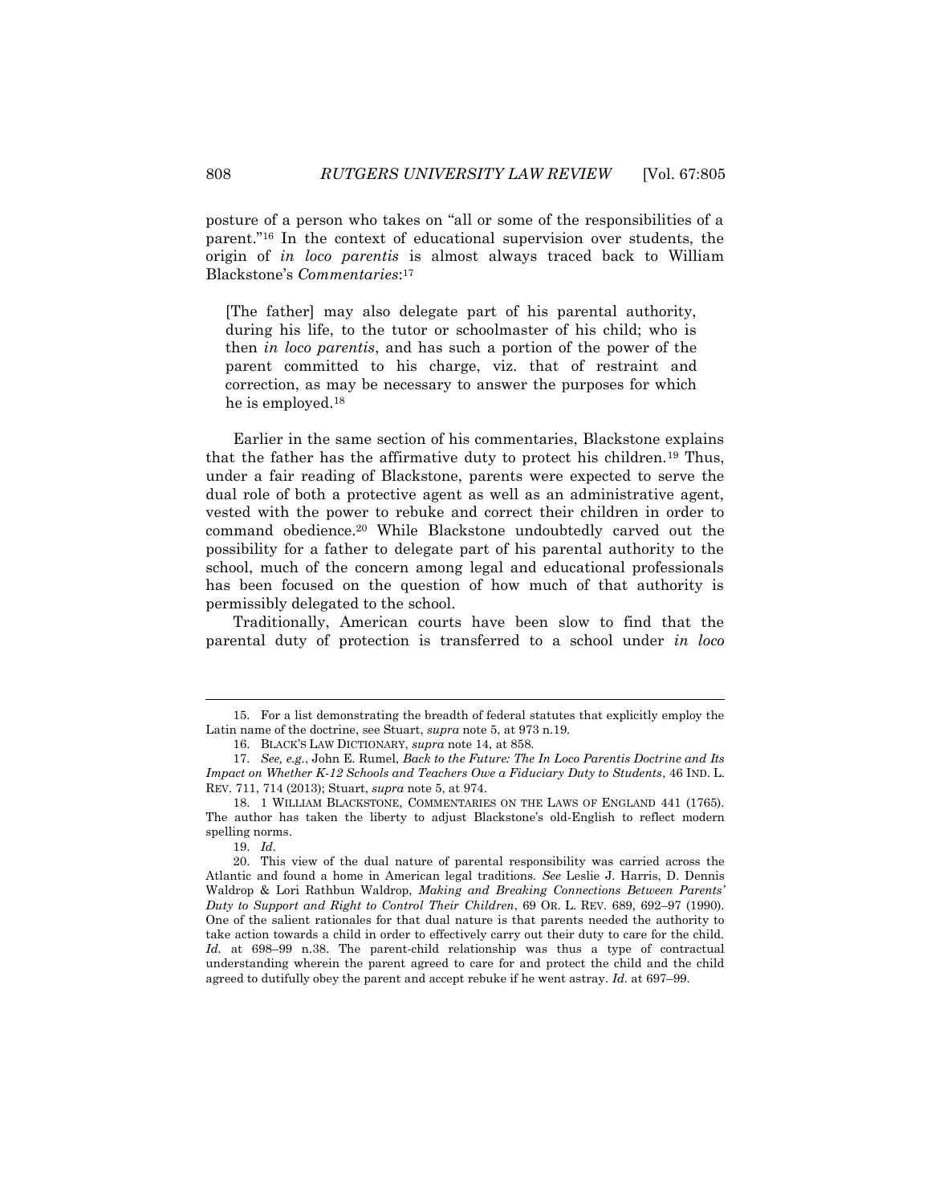posture of a person who takes on "all or some of the responsibilities of a parent."[16] In the context of educational supervision over students, the origin of *in loco parentis* is almost always traced back to William Blackstone's *Commentaries*:[17]

> [The father] may also delegate part of his parental authority, during his life, to the tutor or schoolmaster of his child; who is then *in loco parentis*, and has such a portion of the power of the parent committed to his charge, viz. that of restraint and correction, as may be necessary to answer the purposes for which he is employed.[18]

Earlier in the same section of his commentaries, Blackstone explains that the father has the affirmative duty to protect his children.[19] Thus, under a fair reading of Blackstone, parents were expected to serve the dual role of both a protective agent as well as an administrative agent, vested with the power to rebuke and correct their children in order to command obedience.[20] While Blackstone undoubtedly carved out the possibility for a father to delegate part of his parental authority to the school, much of the concern among legal and educational professionals has been focused on the question of how much of that authority is permissibly delegated to the school.

Traditionally, American courts have been slow to find that the parental duty of protection is transferred to a school under *in loco*

---

15. For a list demonstrating the breadth of federal statutes that explicitly employ the Latin name of the doctrine, see Stuart, *supra* note 5, at 973 n.19.

16. BLACK'S LAW DICTIONARY, *supra* note 14, at 858.

17. *See, e.g.*, John E. Rumel, *Back to the Future: The In Loco Parentis Doctrine and Its Impact on Whether K-12 Schools and Teachers Owe a Fiduciary Duty to Students*, 46 IND. L. REV. 711, 714 (2013); Stuart, *supra* note 5, at 974.

18. 1 WILLIAM BLACKSTONE, COMMENTARIES ON THE LAWS OF ENGLAND 441 (1765). The author has taken the liberty to adjust Blackstone's old-English to reflect modern spelling norms.

19. *Id.*

20. This view of the dual nature of parental responsibility was carried across the Atlantic and found a home in American legal traditions. *See* Leslie J. Harris, D. Dennis Waldrop & Lori Rathbun Waldrop, *Making and Breaking Connections Between Parents' Duty to Support and Right to Control Their Children*, 69 OR. L. REV. 689, 692–97 (1990). One of the salient rationales for that dual nature is that parents needed the authority to take action towards a child in order to effectively carry out their duty to care for the child. *Id.* at 698–99 n.38. The parent-child relationship was thus a type of contractual understanding wherein the parent agreed to care for and protect the child and the child agreed to dutifully obey the parent and accept rebuke if he went astray. *Id.* at 697–99.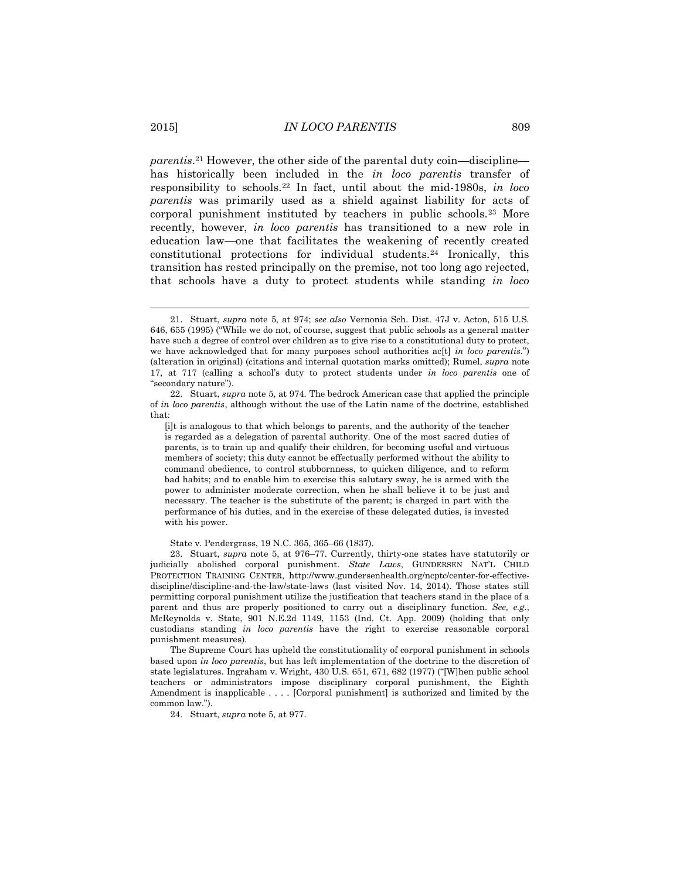*parentis*.[21] However, the other side of the parental duty coin—discipline—has historically been included in the *in loco parentis* transfer of responsibility to schools.[22] In fact, until about the mid-1980s, *in loco parentis* was primarily used as a shield against liability for acts of corporal punishment instituted by teachers in public schools.[23] More recently, however, *in loco parentis* has transitioned to a new role in education law—one that facilitates the weakening of recently created constitutional protections for individual students.[24] Ironically, this transition has rested principally on the premise, not too long ago rejected, that schools have a duty to protect students while standing *in loco*

---

21. Stuart, *supra* note 5, at 974; *see also* Vernonia Sch. Dist. 47J v. Acton, 515 U.S. 646, 655 (1995) ("While we do not, of course, suggest that public schools as a general matter have such a degree of control over children as to give rise to a constitutional duty to protect, we have acknowledged that for many purposes school authorities ac[t] *in loco parentis*.") (alteration in original) (citations and internal quotation marks omitted); Rumel, *supra* note 17, at 717 (calling a school's duty to protect students under *in loco parentis* one of "secondary nature").

22. Stuart, *supra* note 5, at 974. The bedrock American case that applied the principle of *in loco parentis*, although without the use of the Latin name of the doctrine, established that:

> [i]t is analogous to that which belongs to parents, and the authority of the teacher is regarded as a delegation of parental authority. One of the most sacred duties of parents, is to train up and qualify their children, for becoming useful and virtuous members of society; this duty cannot be effectually performed without the ability to command obedience, to control stubbornness, to quicken diligence, and to reform bad habits; and to enable him to exercise this salutary sway, he is armed with the power to administer moderate correction, when he shall believe it to be just and necessary. The teacher is the substitute of the parent; is charged in part with the performance of his duties, and in the exercise of these delegated duties, is invested with his power.

State v. Pendergrass, 19 N.C. 365, 365–66 (1837).

23. Stuart, *supra* note 5, at 976–77. Currently, thirty-one states have statutorily or judicially abolished corporal punishment. *State Laws*, GUNDERSEN NAT'L CHILD PROTECTION TRAINING CENTER, http://www.gundersenhealth.org/ncptc/center-for-effective-discipline/discipline-and-the-law/state-laws (last visited Nov. 14, 2014). Those states still permitting corporal punishment utilize the justification that teachers stand in the place of a parent and thus are properly positioned to carry out a disciplinary function. *See, e.g.*, McReynolds v. State, 901 N.E.2d 1149, 1153 (Ind. Ct. App. 2009) (holding that only custodians standing *in loco parentis* have the right to exercise reasonable corporal punishment measures).

The Supreme Court has upheld the constitutionality of corporal punishment in schools based upon *in loco parentis*, but has left implementation of the doctrine to the discretion of state legislatures. Ingraham v. Wright, 430 U.S. 651, 671, 682 (1977) ("[W]hen public school teachers or administrators impose disciplinary corporal punishment, the Eighth Amendment is inapplicable . . . . [Corporal punishment] is authorized and limited by the common law.").

24. Stuart, *supra* note 5, at 977.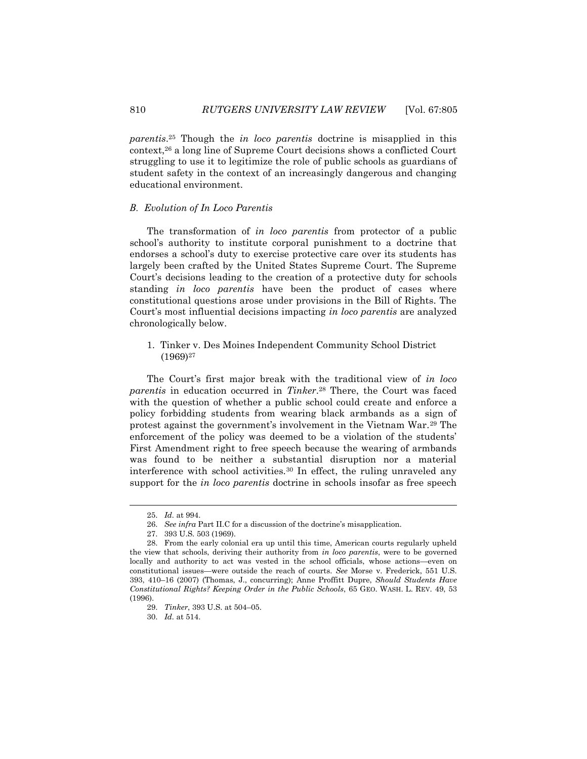*parentis*.[25] Though the *in loco parentis* doctrine is misapplied in this context,[26] a long line of Supreme Court decisions shows a conflicted Court struggling to use it to legitimize the role of public schools as guardians of student safety in the context of an increasingly dangerous and changing educational environment.

### *B. Evolution of In Loco Parentis*

The transformation of *in loco parentis* from protector of a public school's authority to institute corporal punishment to a doctrine that endorses a school's duty to exercise protective care over its students has largely been crafted by the United States Supreme Court. The Supreme Court's decisions leading to the creation of a protective duty for schools standing *in loco parentis* have been the product of cases where constitutional questions arose under provisions in the Bill of Rights. The Court's most influential decisions impacting *in loco parentis* are analyzed chronologically below.

#### 1. Tinker v. Des Moines Independent Community School District (1969)[27]

The Court's first major break with the traditional view of *in loco parentis* in education occurred in *Tinker*.[28] There, the Court was faced with the question of whether a public school could create and enforce a policy forbidding students from wearing black armbands as a sign of protest against the government's involvement in the Vietnam War.[29] The enforcement of the policy was deemed to be a violation of the students' First Amendment right to free speech because the wearing of armbands was found to be neither a substantial disruption nor a material interference with school activities.[30] In effect, the ruling unraveled any support for the *in loco parentis* doctrine in schools insofar as free speech

---

25. *Id.* at 994.

26. *See infra* Part II.C for a discussion of the doctrine's misapplication.

27. 393 U.S. 503 (1969).

28. From the early colonial era up until this time, American courts regularly upheld the view that schools, deriving their authority from *in loco parentis*, were to be governed locally and authority to act was vested in the school officials, whose actions—even on constitutional issues—were outside the reach of courts. *See* Morse v. Frederick, 551 U.S. 393, 410–16 (2007) (Thomas, J., concurring); Anne Proffitt Dupre, *Should Students Have Constitutional Rights? Keeping Order in the Public Schools*, 65 GEO. WASH. L. REV. 49, 53 (1996).

29. *Tinker*, 393 U.S. at 504–05.

30. *Id.* at 514.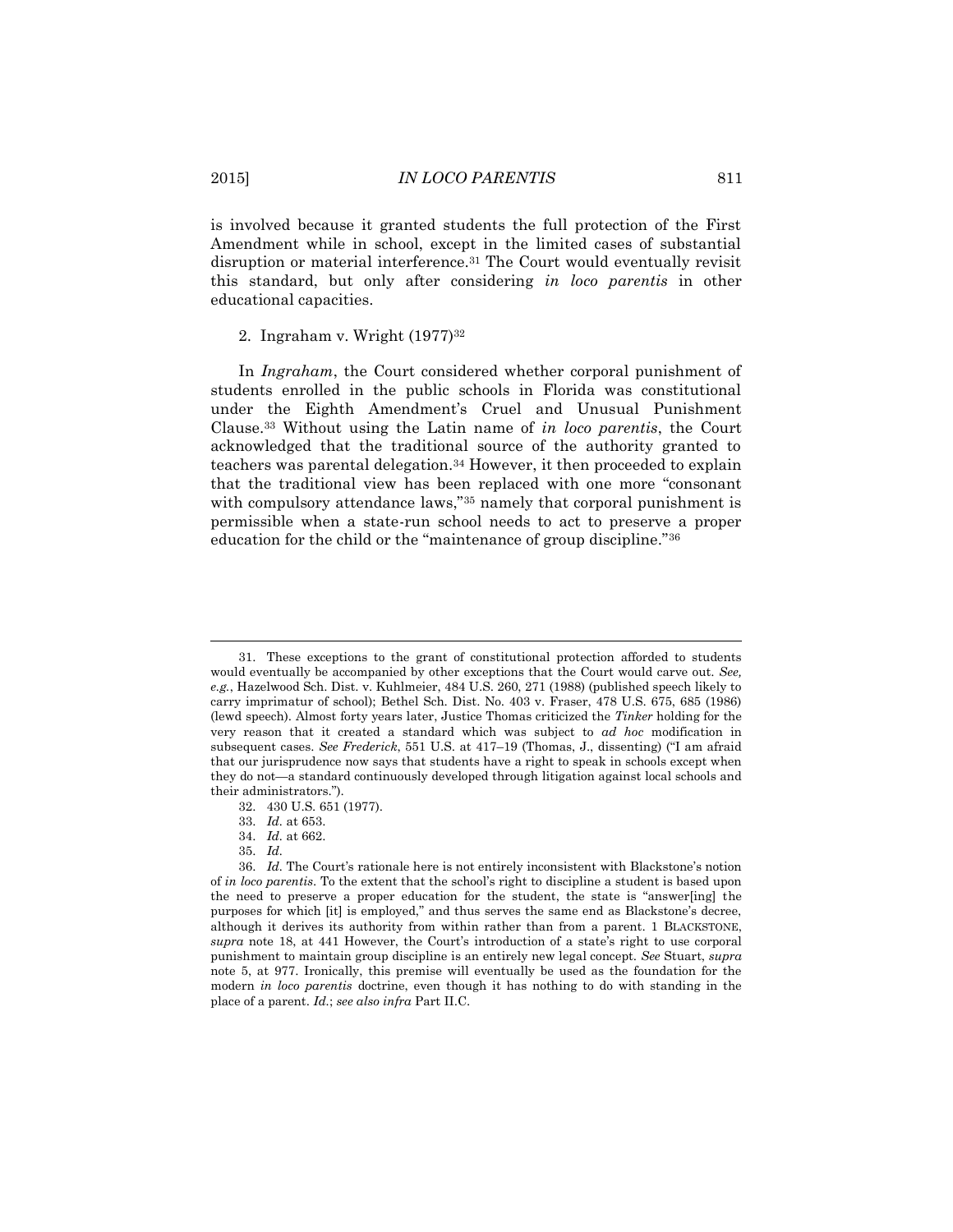is involved because it granted students the full protection of the First Amendment while in school, except in the limited cases of substantial disruption or material interference.[31] The Court would eventually revisit this standard, but only after considering *in loco parentis* in other educational capacities.

2. Ingraham v. Wright (1977)[32]

In *Ingraham*, the Court considered whether corporal punishment of students enrolled in the public schools in Florida was constitutional under the Eighth Amendment's Cruel and Unusual Punishment Clause.[33] Without using the Latin name of *in loco parentis*, the Court acknowledged that the traditional source of the authority granted to teachers was parental delegation.[34] However, it then proceeded to explain that the traditional view has been replaced with one more "consonant with compulsory attendance laws,"[35] namely that corporal punishment is permissible when a state-run school needs to act to preserve a proper education for the child or the "maintenance of group discipline."[36]

---

31. These exceptions to the grant of constitutional protection afforded to students would eventually be accompanied by other exceptions that the Court would carve out. *See, e.g.*, Hazelwood Sch. Dist. v. Kuhlmeier, 484 U.S. 260, 271 (1988) (published speech likely to carry imprimatur of school); Bethel Sch. Dist. No. 403 v. Fraser, 478 U.S. 675, 685 (1986) (lewd speech). Almost forty years later, Justice Thomas criticized the *Tinker* holding for the very reason that it created a standard which was subject to *ad hoc* modification in subsequent cases. *See Frederick*, 551 U.S. at 417–19 (Thomas, J., dissenting) ("I am afraid that our jurisprudence now says that students have a right to speak in schools except when they do not—a standard continuously developed through litigation against local schools and their administrators.").

32. 430 U.S. 651 (1977).

33. *Id.* at 653.

34. *Id.* at 662.

35. *Id.*

36. *Id.* The Court's rationale here is not entirely inconsistent with Blackstone's notion of *in loco parentis*. To the extent that the school's right to discipline a student is based upon the need to preserve a proper education for the student, the state is "answer[ing] the purposes for which [it] is employed," and thus serves the same end as Blackstone's decree, although it derives its authority from within rather than from a parent. 1 BLACKSTONE, *supra* note 18, at 441 However, the Court's introduction of a state's right to use corporal punishment to maintain group discipline is an entirely new legal concept. *See* Stuart, *supra* note 5, at 977. Ironically, this premise will eventually be used as the foundation for the modern *in loco parentis* doctrine, even though it has nothing to do with standing in the place of a parent. *Id.*; *see also infra* Part II.C.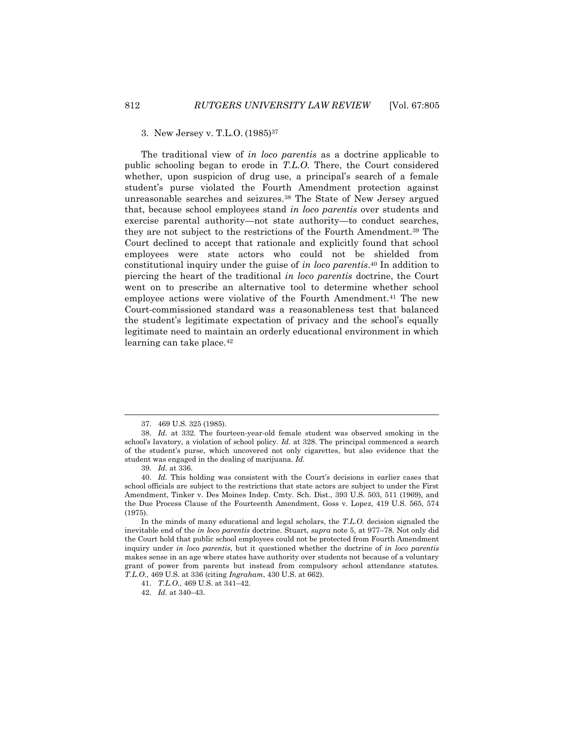### 3. New Jersey v. T.L.O. (1985)[37]

The traditional view of *in loco parentis* as a doctrine applicable to public schooling began to erode in *T.L.O.* There, the Court considered whether, upon suspicion of drug use, a principal's search of a female student's purse violated the Fourth Amendment protection against unreasonable searches and seizures.[38] The State of New Jersey argued that, because school employees stand *in loco parentis* over students and exercise parental authority—not state authority—to conduct searches, they are not subject to the restrictions of the Fourth Amendment.[39] The Court declined to accept that rationale and explicitly found that school employees were state actors who could not be shielded from constitutional inquiry under the guise of *in loco parentis*.[40] In addition to piercing the heart of the traditional *in loco parentis* doctrine, the Court went on to prescribe an alternative tool to determine whether school employee actions were violative of the Fourth Amendment.[41] The new Court-commissioned standard was a reasonableness test that balanced the student's legitimate expectation of privacy and the school's equally legitimate need to maintain an orderly educational environment in which learning can take place.[42]

---

37. 469 U.S. 325 (1985).

38. *Id.* at 332. The fourteen-year-old female student was observed smoking in the school's lavatory, a violation of school policy. *Id.* at 328. The principal commenced a search of the student's purse, which uncovered not only cigarettes, but also evidence that the student was engaged in the dealing of marijuana. *Id.*

39. *Id.* at 336.

40. *Id.* This holding was consistent with the Court's decisions in earlier cases that school officials are subject to the restrictions that state actors are subject to under the First Amendment, Tinker v. Des Moines Indep. Cmty. Sch. Dist., 393 U.S. 503, 511 (1969), and the Due Process Clause of the Fourteenth Amendment, Goss v. Lopez, 419 U.S. 565, 574 (1975).

In the minds of many educational and legal scholars, the *T.L.O.* decision signaled the inevitable end of the *in loco parentis* doctrine. Stuart, *supra* note 5, at 977–78. Not only did the Court hold that public school employees could not be protected from Fourth Amendment inquiry under *in loco parentis*, but it questioned whether the doctrine of *in loco parentis* makes sense in an age where states have authority over students not because of a voluntary grant of power from parents but instead from compulsory school attendance statutes. *T.L.O.*, 469 U.S. at 336 (citing *Ingraham*, 430 U.S. at 662).

41. *T.L.O.*, 469 U.S. at 341–42.

42. *Id.* at 340–43.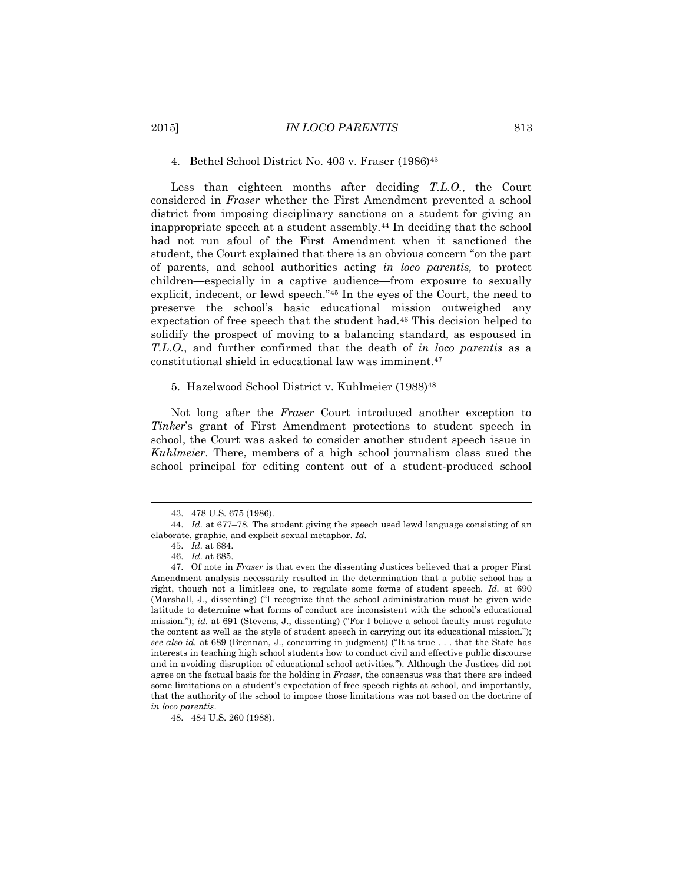#### 4. Bethel School District No. 403 v. Fraser (1986)[43]

Less than eighteen months after deciding *T.L.O.*, the Court considered in *Fraser* whether the First Amendment prevented a school district from imposing disciplinary sanctions on a student for giving an inappropriate speech at a student assembly.[44] In deciding that the school had not run afoul of the First Amendment when it sanctioned the student, the Court explained that there is an obvious concern "on the part of parents, and school authorities acting *in loco parentis,* to protect children—especially in a captive audience—from exposure to sexually explicit, indecent, or lewd speech."[45] In the eyes of the Court, the need to preserve the school's basic educational mission outweighed any expectation of free speech that the student had.[46] This decision helped to solidify the prospect of moving to a balancing standard, as espoused in *T.L.O.*, and further confirmed that the death of *in loco parentis* as a constitutional shield in educational law was imminent.[47]

#### 5. Hazelwood School District v. Kuhlmeier (1988)[48]

Not long after the *Fraser* Court introduced another exception to *Tinker*'s grant of First Amendment protections to student speech in school, the Court was asked to consider another student speech issue in *Kuhlmeier*. There, members of a high school journalism class sued the school principal for editing content out of a student-produced school

---

43. 478 U.S. 675 (1986).

44. *Id.* at 677–78. The student giving the speech used lewd language consisting of an elaborate, graphic, and explicit sexual metaphor. *Id.*

45. *Id.* at 684.

46. *Id.* at 685.

47. Of note in *Fraser* is that even the dissenting Justices believed that a proper First Amendment analysis necessarily resulted in the determination that a public school has a right, though not a limitless one, to regulate some forms of student speech. *Id.* at 690 (Marshall, J., dissenting) ("I recognize that the school administration must be given wide latitude to determine what forms of conduct are inconsistent with the school's educational mission."); *id.* at 691 (Stevens, J., dissenting) ("For I believe a school faculty must regulate the content as well as the style of student speech in carrying out its educational mission."); *see also id.* at 689 (Brennan, J., concurring in judgment) ("It is true . . . that the State has interests in teaching high school students how to conduct civil and effective public discourse and in avoiding disruption of educational school activities."). Although the Justices did not agree on the factual basis for the holding in *Fraser*, the consensus was that there are indeed some limitations on a student's expectation of free speech rights at school, and importantly, that the authority of the school to impose those limitations was not based on the doctrine of *in loco parentis*.

48. 484 U.S. 260 (1988).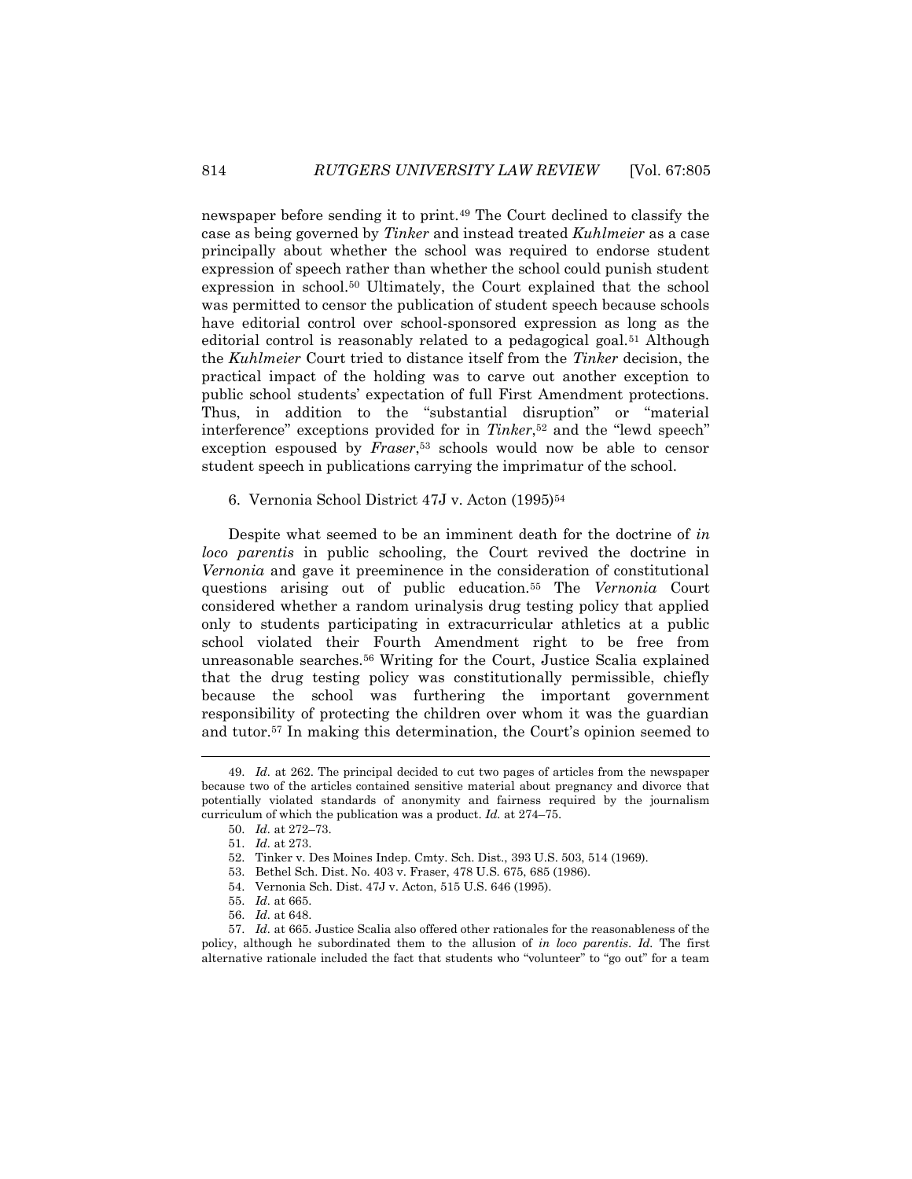newspaper before sending it to print.[49] The Court declined to classify the case as being governed by *Tinker* and instead treated *Kuhlmeier* as a case principally about whether the school was required to endorse student expression of speech rather than whether the school could punish student expression in school.[50] Ultimately, the Court explained that the school was permitted to censor the publication of student speech because schools have editorial control over school-sponsored expression as long as the editorial control is reasonably related to a pedagogical goal.[51] Although the *Kuhlmeier* Court tried to distance itself from the *Tinker* decision, the practical impact of the holding was to carve out another exception to public school students' expectation of full First Amendment protections. Thus, in addition to the "substantial disruption" or "material interference" exceptions provided for in *Tinker*,[52] and the "lewd speech" exception espoused by *Fraser*,[53] schools would now be able to censor student speech in publications carrying the imprimatur of the school.

6. Vernonia School District 47J v. Acton (1995)[54]

Despite what seemed to be an imminent death for the doctrine of *in loco parentis* in public schooling, the Court revived the doctrine in *Vernonia* and gave it preeminence in the consideration of constitutional questions arising out of public education.[55] The *Vernonia* Court considered whether a random urinalysis drug testing policy that applied only to students participating in extracurricular athletics at a public school violated their Fourth Amendment right to be free from unreasonable searches.[56] Writing for the Court, Justice Scalia explained that the drug testing policy was constitutionally permissible, chiefly because the school was furthering the important government responsibility of protecting the children over whom it was the guardian and tutor.[57] In making this determination, the Court's opinion seemed to

---

49. *Id.* at 262. The principal decided to cut two pages of articles from the newspaper because two of the articles contained sensitive material about pregnancy and divorce that potentially violated standards of anonymity and fairness required by the journalism curriculum of which the publication was a product. *Id.* at 274–75.

50. *Id.* at 272–73.

51. *Id.* at 273.

52. Tinker v. Des Moines Indep. Cmty. Sch. Dist., 393 U.S. 503, 514 (1969).

53. Bethel Sch. Dist. No. 403 v. Fraser, 478 U.S. 675, 685 (1986).

54. Vernonia Sch. Dist. 47J v. Acton, 515 U.S. 646 (1995).

55. *Id.* at 665.

56. *Id.* at 648.

57. *Id.* at 665. Justice Scalia also offered other rationales for the reasonableness of the policy, although he subordinated them to the allusion of *in loco parentis*. *Id.* The first alternative rationale included the fact that students who "volunteer" to "go out" for a team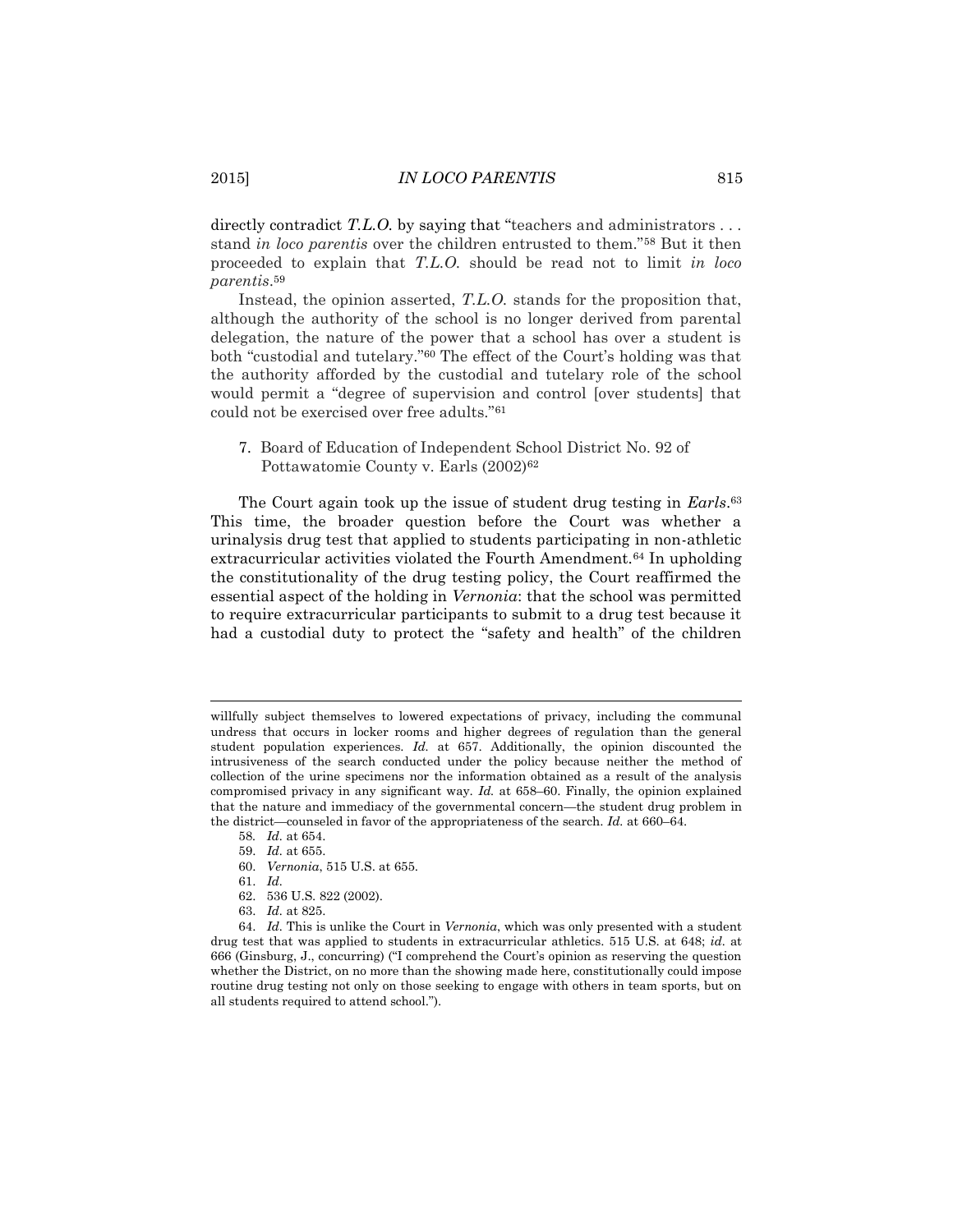directly contradict *T.L.O.* by saying that "teachers and administrators . . . stand *in loco parentis* over the children entrusted to them."[58] But it then proceeded to explain that *T.L.O.* should be read not to limit *in loco parentis*.[59]

Instead, the opinion asserted, *T.L.O.* stands for the proposition that, although the authority of the school is no longer derived from parental delegation, the nature of the power that a school has over a student is both "custodial and tutelary."[60] The effect of the Court's holding was that the authority afforded by the custodial and tutelary role of the school would permit a "degree of supervision and control [over students] that could not be exercised over free adults."[61]

7. Board of Education of Independent School District No. 92 of Pottawatomie County v. Earls (2002)[62]

The Court again took up the issue of student drug testing in *Earls*.[63] This time, the broader question before the Court was whether a urinalysis drug test that applied to students participating in non-athletic extracurricular activities violated the Fourth Amendment.[64] In upholding the constitutionality of the drug testing policy, the Court reaffirmed the essential aspect of the holding in *Vernonia*: that the school was permitted to require extracurricular participants to submit to a drug test because it had a custodial duty to protect the "safety and health" of the children

---

willfully subject themselves to lowered expectations of privacy, including the communal undress that occurs in locker rooms and higher degrees of regulation than the general student population experiences. *Id.* at 657. Additionally, the opinion discounted the intrusiveness of the search conducted under the policy because neither the method of collection of the urine specimens nor the information obtained as a result of the analysis compromised privacy in any significant way. *Id.* at 658–60. Finally, the opinion explained that the nature and immediacy of the governmental concern—the student drug problem in the district—counseled in favor of the appropriateness of the search. *Id.* at 660–64.

58. *Id.* at 654.

59. *Id.* at 655.

60. *Vernonia*, 515 U.S. at 655.

61. *Id.*

62. 536 U.S. 822 (2002).

63. *Id.* at 825.

64. *Id.* This is unlike the Court in *Vernonia*, which was only presented with a student drug test that was applied to students in extracurricular athletics. 515 U.S. at 648; *id.* at 666 (Ginsburg, J., concurring) ("I comprehend the Court's opinion as reserving the question whether the District, on no more than the showing made here, constitutionally could impose routine drug testing not only on those seeking to engage with others in team sports, but on all students required to attend school.").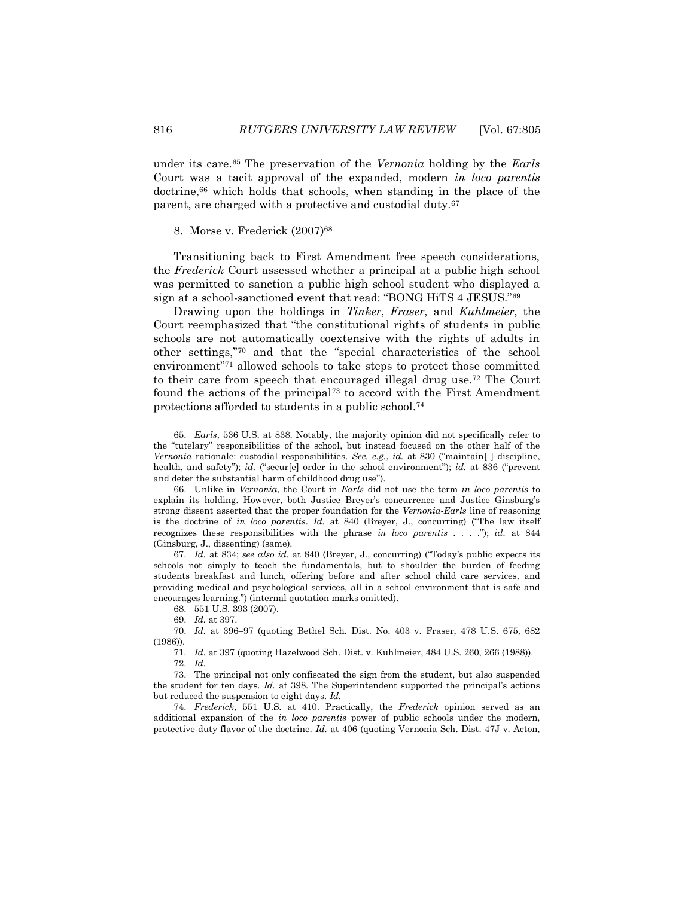under its care.[65] The preservation of the *Vernonia* holding by the *Earls* Court was a tacit approval of the expanded, modern *in loco parentis* doctrine,[66] which holds that schools, when standing in the place of the parent, are charged with a protective and custodial duty.[67]

### 8. Morse v. Frederick (2007)[68]

Transitioning back to First Amendment free speech considerations, the *Frederick* Court assessed whether a principal at a public high school was permitted to sanction a public high school student who displayed a sign at a school-sanctioned event that read: "BONG HiTS 4 JESUS."[69]

Drawing upon the holdings in *Tinker*, *Fraser*, and *Kuhlmeier*, the Court reemphasized that "the constitutional rights of students in public schools are not automatically coextensive with the rights of adults in other settings,"[70] and that the "special characteristics of the school environment"[71] allowed schools to take steps to protect those committed to their care from speech that encouraged illegal drug use.[72] The Court found the actions of the principal[73] to accord with the First Amendment protections afforded to students in a public school.[74]

---

65. *Earls*, 536 U.S. at 838. Notably, the majority opinion did not specifically refer to the "tutelary" responsibilities of the school, but instead focused on the other half of the *Vernonia* rationale: custodial responsibilities. *See, e.g.*, *id.* at 830 ("maintain[ ] discipline, health, and safety"); *id.* ("secur[e] order in the school environment"); *id.* at 836 ("prevent and deter the substantial harm of childhood drug use").

66. Unlike in *Vernonia*, the Court in *Earls* did not use the term *in loco parentis* to explain its holding. However, both Justice Breyer's concurrence and Justice Ginsburg's strong dissent asserted that the proper foundation for the *Vernonia-Earls* line of reasoning is the doctrine of *in loco parentis*. *Id.* at 840 (Breyer, J., concurring) ("The law itself recognizes these responsibilities with the phrase *in loco parentis* . . . ."); *id.* at 844 (Ginsburg, J., dissenting) (same).

67. *Id.* at 834; *see also id.* at 840 (Breyer, J., concurring) ("Today's public expects its schools not simply to teach the fundamentals, but to shoulder the burden of feeding students breakfast and lunch, offering before and after school child care services, and providing medical and psychological services, all in a school environment that is safe and encourages learning.") (internal quotation marks omitted).

68. 551 U.S. 393 (2007).

69. *Id.* at 397.

70. *Id.* at 396–97 (quoting Bethel Sch. Dist. No. 403 v. Fraser, 478 U.S. 675, 682 (1986)).

71. *Id.* at 397 (quoting Hazelwood Sch. Dist. v. Kuhlmeier, 484 U.S. 260, 266 (1988)).

72. *Id.*

73. The principal not only confiscated the sign from the student, but also suspended the student for ten days. *Id.* at 398. The Superintendent supported the principal's actions but reduced the suspension to eight days. *Id.*

74. *Frederick*, 551 U.S. at 410. Practically, the *Frederick* opinion served as an additional expansion of the *in loco parentis* power of public schools under the modern, protective-duty flavor of the doctrine. *Id.* at 406 (quoting Vernonia Sch. Dist. 47J v. Acton,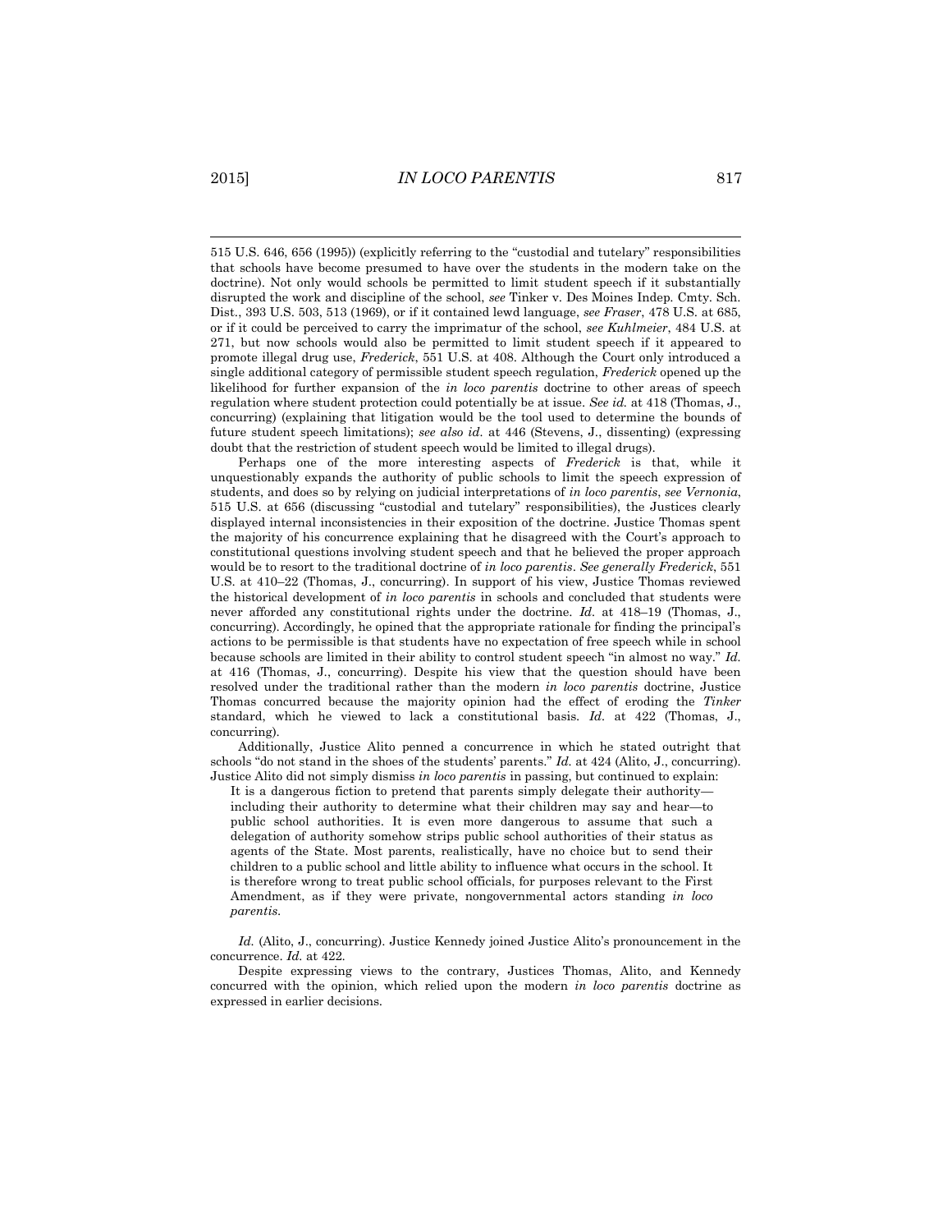515 U.S. 646, 656 (1995)) (explicitly referring to the "custodial and tutelary" responsibilities that schools have become presumed to have over the students in the modern take on the doctrine). Not only would schools be permitted to limit student speech if it substantially disrupted the work and discipline of the school, *see* Tinker v. Des Moines Indep. Cmty. Sch. Dist., 393 U.S. 503, 513 (1969), or if it contained lewd language, *see Fraser*, 478 U.S. at 685, or if it could be perceived to carry the imprimatur of the school, *see Kuhlmeier*, 484 U.S. at 271, but now schools would also be permitted to limit student speech if it appeared to promote illegal drug use, *Frederick*, 551 U.S. at 408. Although the Court only introduced a single additional category of permissible student speech regulation, *Frederick* opened up the likelihood for further expansion of the *in loco parentis* doctrine to other areas of speech regulation where student protection could potentially be at issue. *See id.* at 418 (Thomas, J., concurring) (explaining that litigation would be the tool used to determine the bounds of future student speech limitations); *see also id.* at 446 (Stevens, J., dissenting) (expressing doubt that the restriction of student speech would be limited to illegal drugs).

Perhaps one of the more interesting aspects of *Frederick* is that, while it unquestionably expands the authority of public schools to limit the speech expression of students, and does so by relying on judicial interpretations of *in loco parentis*, *see Vernonia*, 515 U.S. at 656 (discussing "custodial and tutelary" responsibilities), the Justices clearly displayed internal inconsistencies in their exposition of the doctrine. Justice Thomas spent the majority of his concurrence explaining that he disagreed with the Court's approach to constitutional questions involving student speech and that he believed the proper approach would be to resort to the traditional doctrine of *in loco parentis*. *See generally Frederick*, 551 U.S. at 410–22 (Thomas, J., concurring). In support of his view, Justice Thomas reviewed the historical development of *in loco parentis* in schools and concluded that students were never afforded any constitutional rights under the doctrine. *Id.* at 418–19 (Thomas, J., concurring). Accordingly, he opined that the appropriate rationale for finding the principal's actions to be permissible is that students have no expectation of free speech while in school because schools are limited in their ability to control student speech "in almost no way." *Id.* at 416 (Thomas, J., concurring). Despite his view that the question should have been resolved under the traditional rather than the modern *in loco parentis* doctrine, Justice Thomas concurred because the majority opinion had the effect of eroding the *Tinker* standard, which he viewed to lack a constitutional basis. *Id.* at 422 (Thomas, J., concurring).

Additionally, Justice Alito penned a concurrence in which he stated outright that schools "do not stand in the shoes of the students' parents." *Id.* at 424 (Alito, J., concurring). Justice Alito did not simply dismiss *in loco parentis* in passing, but continued to explain:

> It is a dangerous fiction to pretend that parents simply delegate their authority—including their authority to determine what their children may say and hear—to public school authorities. It is even more dangerous to assume that such a delegation of authority somehow strips public school authorities of their status as agents of the State. Most parents, realistically, have no choice but to send their children to a public school and little ability to influence what occurs in the school. It is therefore wrong to treat public school officials, for purposes relevant to the First Amendment, as if they were private, nongovernmental actors standing *in loco parentis*.

*Id.* (Alito, J., concurring). Justice Kennedy joined Justice Alito's pronouncement in the concurrence. *Id.* at 422.

Despite expressing views to the contrary, Justices Thomas, Alito, and Kennedy concurred with the opinion, which relied upon the modern *in loco parentis* doctrine as expressed in earlier decisions.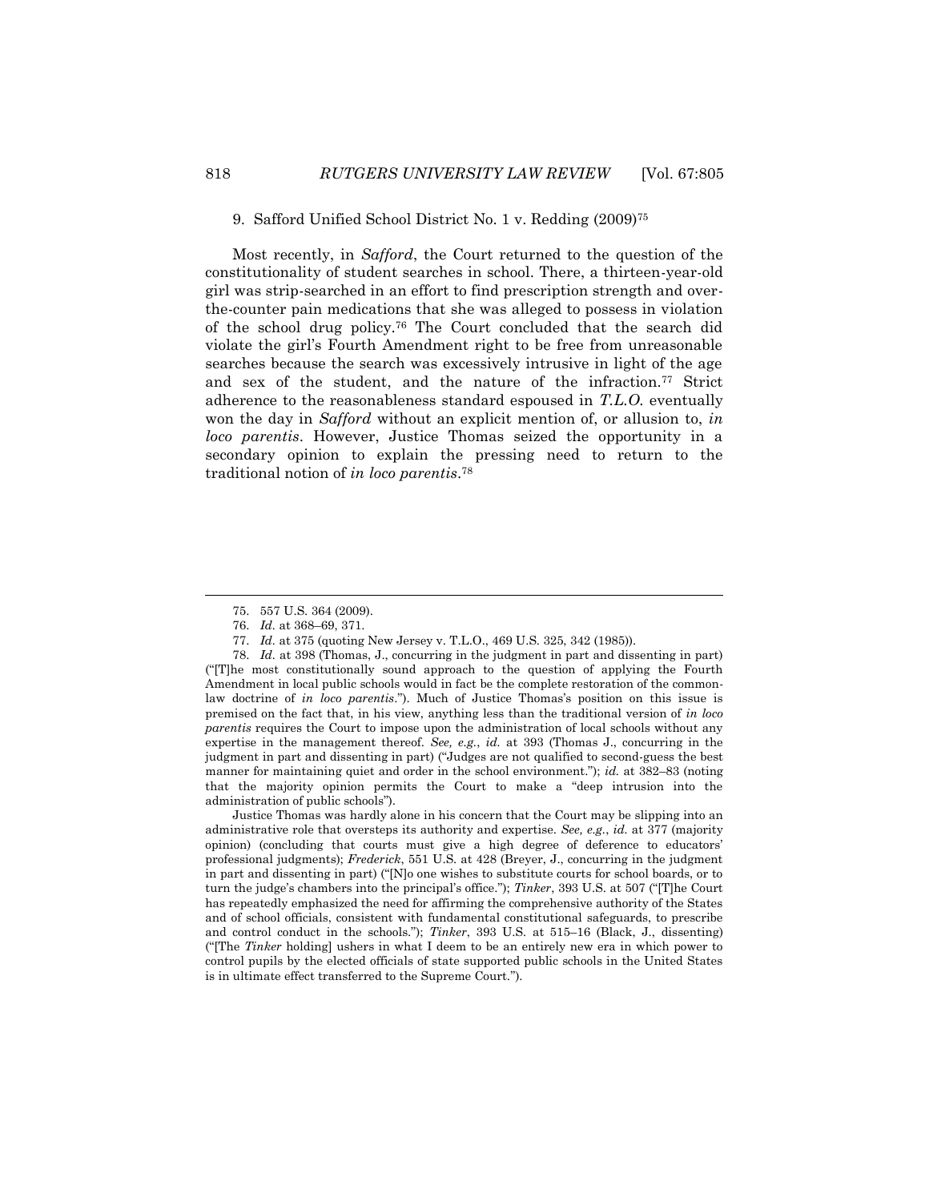### 9. Safford Unified School District No. 1 v. Redding (2009)[75]

Most recently, in *Safford*, the Court returned to the question of the constitutionality of student searches in school. There, a thirteen-year-old girl was strip-searched in an effort to find prescription strength and over-the-counter pain medications that she was alleged to possess in violation of the school drug policy.[76] The Court concluded that the search did violate the girl's Fourth Amendment right to be free from unreasonable searches because the search was excessively intrusive in light of the age and sex of the student, and the nature of the infraction.[77] Strict adherence to the reasonableness standard espoused in *T.L.O.* eventually won the day in *Safford* without an explicit mention of, or allusion to, *in loco parentis*. However, Justice Thomas seized the opportunity in a secondary opinion to explain the pressing need to return to the traditional notion of *in loco parentis*.[78]

---

75. 557 U.S. 364 (2009).

76. *Id.* at 368–69, 371.

77. *Id.* at 375 (quoting New Jersey v. T.L.O., 469 U.S. 325, 342 (1985)).

78. *Id.* at 398 (Thomas, J., concurring in the judgment in part and dissenting in part) ("[T]he most constitutionally sound approach to the question of applying the Fourth Amendment in local public schools would in fact be the complete restoration of the common-law doctrine of *in loco parentis*."). Much of Justice Thomas's position on this issue is premised on the fact that, in his view, anything less than the traditional version of *in loco parentis* requires the Court to impose upon the administration of local schools without any expertise in the management thereof. *See, e.g.*, *id.* at 393 (Thomas J., concurring in the judgment in part and dissenting in part) ("Judges are not qualified to second-guess the best manner for maintaining quiet and order in the school environment."); *id.* at 382–83 (noting that the majority opinion permits the Court to make a "deep intrusion into the administration of public schools").

Justice Thomas was hardly alone in his concern that the Court may be slipping into an administrative role that oversteps its authority and expertise. *See, e.g.*, *id.* at 377 (majority opinion) (concluding that courts must give a high degree of deference to educators' professional judgments); *Frederick*, 551 U.S. at 428 (Breyer, J., concurring in the judgment in part and dissenting in part) ("[N]o one wishes to substitute courts for school boards, or to turn the judge's chambers into the principal's office."); *Tinker*, 393 U.S. at 507 ("[T]he Court has repeatedly emphasized the need for affirming the comprehensive authority of the States and of school officials, consistent with fundamental constitutional safeguards, to prescribe and control conduct in the schools."); *Tinker*, 393 U.S. at 515–16 (Black, J., dissenting) ("[The *Tinker* holding] ushers in what I deem to be an entirely new era in which power to control pupils by the elected officials of state supported public schools in the United States is in ultimate effect transferred to the Supreme Court.").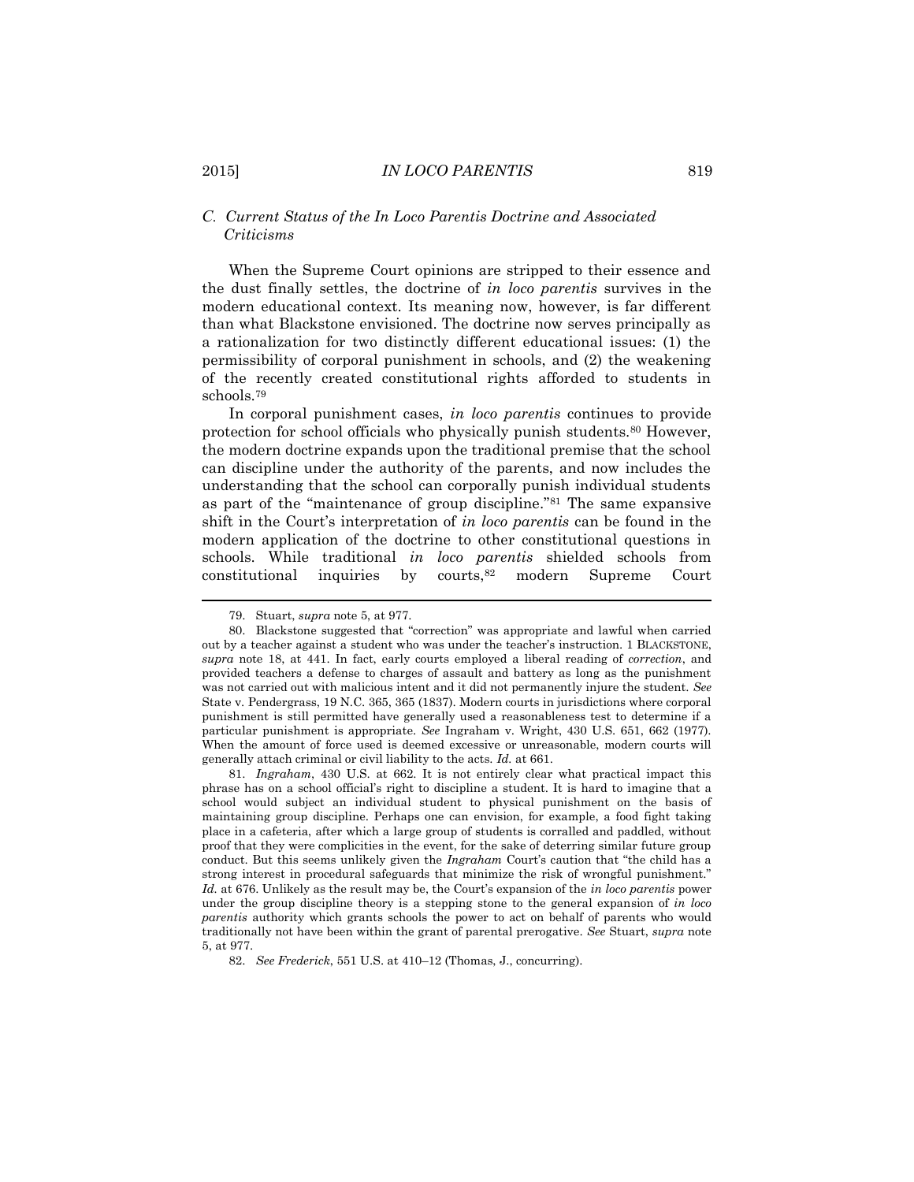### C. Current Status of the In Loco Parentis Doctrine and Associated Criticisms

When the Supreme Court opinions are stripped to their essence and the dust finally settles, the doctrine of *in loco parentis* survives in the modern educational context. Its meaning now, however, is far different than what Blackstone envisioned. The doctrine now serves principally as a rationalization for two distinctly different educational issues: (1) the permissibility of corporal punishment in schools, and (2) the weakening of the recently created constitutional rights afforded to students in schools.[79]

In corporal punishment cases, *in loco parentis* continues to provide protection for school officials who physically punish students.[80] However, the modern doctrine expands upon the traditional premise that the school can discipline under the authority of the parents, and now includes the understanding that the school can corporally punish individual students as part of the "maintenance of group discipline."[81] The same expansive shift in the Court's interpretation of *in loco parentis* can be found in the modern application of the doctrine to other constitutional questions in schools. While traditional *in loco parentis* shielded schools from constitutional inquiries by courts,[82] modern Supreme Court

---

79. Stuart, *supra* note 5, at 977.

80. Blackstone suggested that "correction" was appropriate and lawful when carried out by a teacher against a student who was under the teacher's instruction. 1 BLACKSTONE, *supra* note 18, at 441. In fact, early courts employed a liberal reading of *correction*, and provided teachers a defense to charges of assault and battery as long as the punishment was not carried out with malicious intent and it did not permanently injure the student. *See* State v. Pendergrass, 19 N.C. 365, 365 (1837). Modern courts in jurisdictions where corporal punishment is still permitted have generally used a reasonableness test to determine if a particular punishment is appropriate. *See* Ingraham v. Wright, 430 U.S. 651, 662 (1977). When the amount of force used is deemed excessive or unreasonable, modern courts will generally attach criminal or civil liability to the acts. *Id.* at 661.

81. *Ingraham*, 430 U.S. at 662. It is not entirely clear what practical impact this phrase has on a school official's right to discipline a student. It is hard to imagine that a school would subject an individual student to physical punishment on the basis of maintaining group discipline. Perhaps one can envision, for example, a food fight taking place in a cafeteria, after which a large group of students is corralled and paddled, without proof that they were complicities in the event, for the sake of deterring similar future group conduct. But this seems unlikely given the *Ingraham* Court's caution that "the child has a strong interest in procedural safeguards that minimize the risk of wrongful punishment." *Id.* at 676. Unlikely as the result may be, the Court's expansion of the *in loco parentis* power under the group discipline theory is a stepping stone to the general expansion of *in loco parentis* authority which grants schools the power to act on behalf of parents who would traditionally not have been within the grant of parental prerogative. *See* Stuart, *supra* note 5, at 977.

82. *See Frederick*, 551 U.S. at 410–12 (Thomas, J., concurring).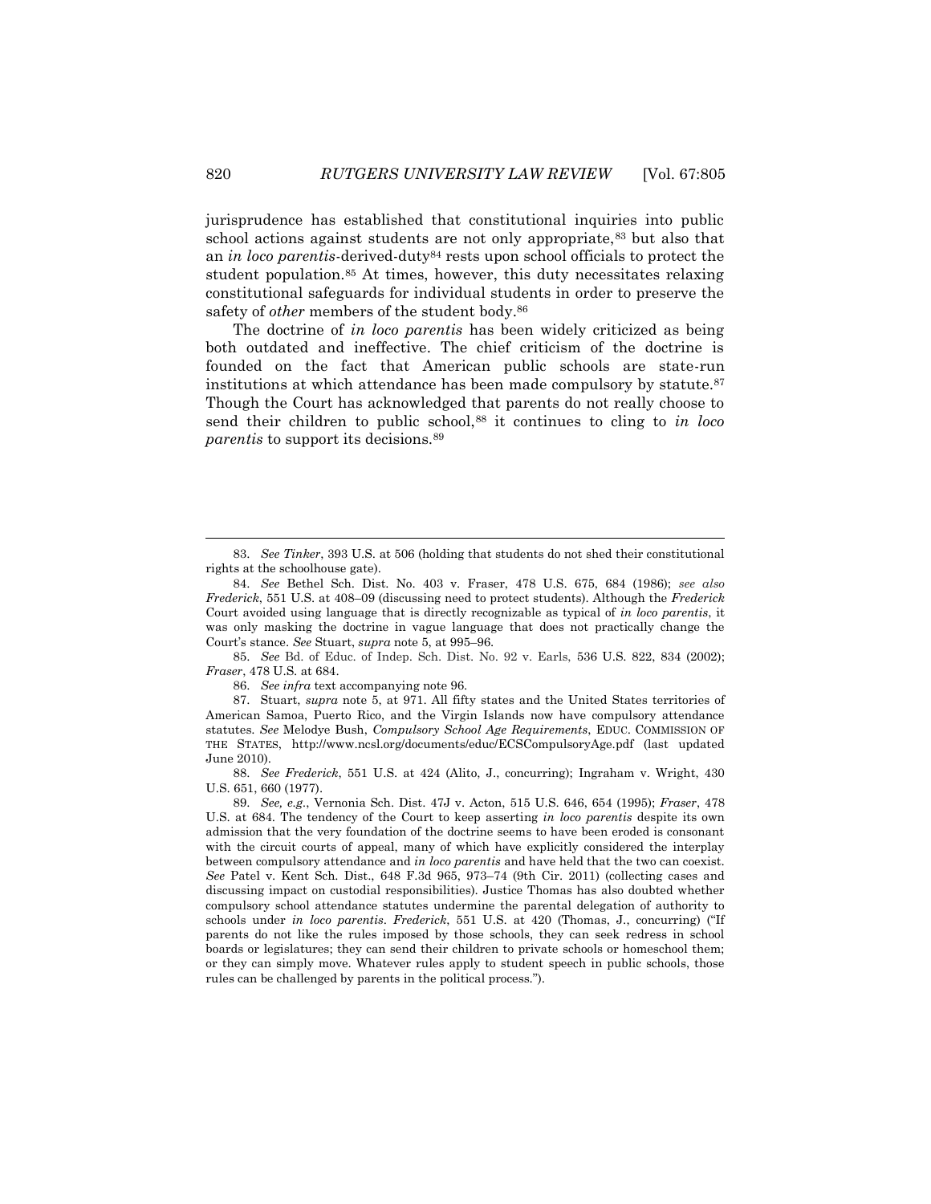jurisprudence has established that constitutional inquiries into public school actions against students are not only appropriate,[83] but also that an *in loco parentis*-derived-duty[84] rests upon school officials to protect the student population.[85] At times, however, this duty necessitates relaxing constitutional safeguards for individual students in order to preserve the safety of *other* members of the student body.[86]

The doctrine of *in loco parentis* has been widely criticized as being both outdated and ineffective. The chief criticism of the doctrine is founded on the fact that American public schools are state-run institutions at which attendance has been made compulsory by statute.[87] Though the Court has acknowledged that parents do not really choose to send their children to public school,[88] it continues to cling to *in loco parentis* to support its decisions.[89]

---

83. *See Tinker*, 393 U.S. at 506 (holding that students do not shed their constitutional rights at the schoolhouse gate).

84. *See* Bethel Sch. Dist. No. 403 v. Fraser, 478 U.S. 675, 684 (1986); *see also Frederick*, 551 U.S. at 408–09 (discussing need to protect students). Although the *Frederick* Court avoided using language that is directly recognizable as typical of *in loco parentis*, it was only masking the doctrine in vague language that does not practically change the Court's stance. *See* Stuart, *supra* note 5, at 995–96.

85. *See* Bd. of Educ. of Indep. Sch. Dist. No. 92 v. Earls, 536 U.S. 822, 834 (2002); *Fraser*, 478 U.S. at 684.

86. *See infra* text accompanying note 96.

87. Stuart, *supra* note 5, at 971. All fifty states and the United States territories of American Samoa, Puerto Rico, and the Virgin Islands now have compulsory attendance statutes. *See* Melodye Bush, *Compulsory School Age Requirements*, EDUC. COMMISSION OF THE STATES, http://www.ncsl.org/documents/educ/ECSCompulsoryAge.pdf (last updated June 2010).

88. *See Frederick*, 551 U.S. at 424 (Alito, J., concurring); Ingraham v. Wright, 430 U.S. 651, 660 (1977).

89. *See, e.g.*, Vernonia Sch. Dist. 47J v. Acton, 515 U.S. 646, 654 (1995); *Fraser*, 478 U.S. at 684. The tendency of the Court to keep asserting *in loco parentis* despite its own admission that the very foundation of the doctrine seems to have been eroded is consonant with the circuit courts of appeal, many of which have explicitly considered the interplay between compulsory attendance and *in loco parentis* and have held that the two can coexist. *See* Patel v. Kent Sch. Dist., 648 F.3d 965, 973–74 (9th Cir. 2011) (collecting cases and discussing impact on custodial responsibilities). Justice Thomas has also doubted whether compulsory school attendance statutes undermine the parental delegation of authority to schools under *in loco parentis*. *Frederick*, 551 U.S. at 420 (Thomas, J., concurring) ("If parents do not like the rules imposed by those schools, they can seek redress in school boards or legislatures; they can send their children to private schools or homeschool them; or they can simply move. Whatever rules apply to student speech in public schools, those rules can be challenged by parents in the political process.").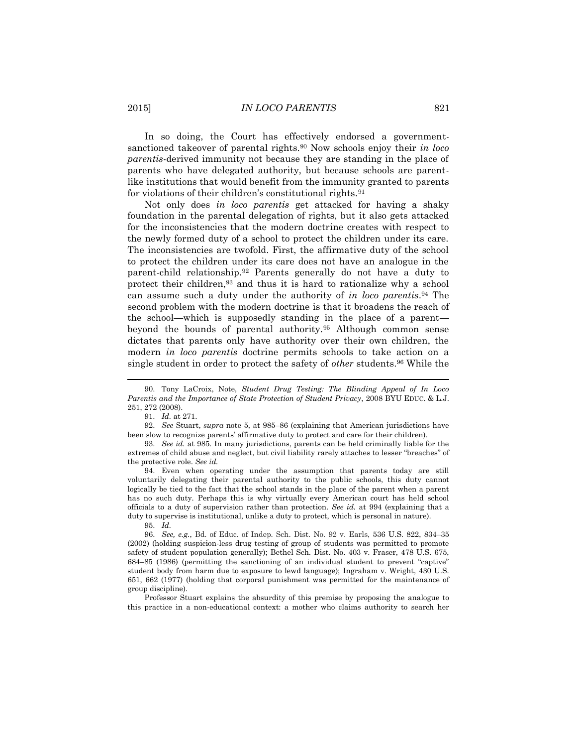In so doing, the Court has effectively endorsed a government-sanctioned takeover of parental rights.[90] Now schools enjoy their *in loco parentis*-derived immunity not because they are standing in the place of parents who have delegated authority, but because schools are parent-like institutions that would benefit from the immunity granted to parents for violations of their children's constitutional rights.[91]

Not only does *in loco parentis* get attacked for having a shaky foundation in the parental delegation of rights, but it also gets attacked for the inconsistencies that the modern doctrine creates with respect to the newly formed duty of a school to protect the children under its care. The inconsistencies are twofold. First, the affirmative duty of the school to protect the children under its care does not have an analogue in the parent-child relationship.[92] Parents generally do not have a duty to protect their children,[93] and thus it is hard to rationalize why a school can assume such a duty under the authority of *in loco parentis*.[94] The second problem with the modern doctrine is that it broadens the reach of the school—which is supposedly standing in the place of a parent—beyond the bounds of parental authority.[95] Although common sense dictates that parents only have authority over their own children, the modern *in loco parentis* doctrine permits schools to take action on a single student in order to protect the safety of *other* students.[96] While the

---

90. Tony LaCroix, Note, *Student Drug Testing: The Blinding Appeal of In Loco Parentis and the Importance of State Protection of Student Privacy*, 2008 BYU EDUC. & L.J. 251, 272 (2008).

91. *Id.* at 271.

92. *See* Stuart, *supra* note 5, at 985–86 (explaining that American jurisdictions have been slow to recognize parents' affirmative duty to protect and care for their children).

93. *See id.* at 985. In many jurisdictions, parents can be held criminally liable for the extremes of child abuse and neglect, but civil liability rarely attaches to lesser "breaches" of the protective role. *See id.*

94. Even when operating under the assumption that parents today are still voluntarily delegating their parental authority to the public schools, this duty cannot logically be tied to the fact that the school stands in the place of the parent when a parent has no such duty. Perhaps this is why virtually every American court has held school officials to a duty of supervision rather than protection. *See id.* at 994 (explaining that a duty to supervise is institutional, unlike a duty to protect, which is personal in nature).

95. *Id.*

96. *See, e.g.*, Bd. of Educ. of Indep. Sch. Dist. No. 92 v. Earls, 536 U.S. 822, 834–35 (2002) (holding suspicion-less drug testing of group of students was permitted to promote safety of student population generally); Bethel Sch. Dist. No. 403 v. Fraser, 478 U.S. 675, 684–85 (1986) (permitting the sanctioning of an individual student to prevent "captive" student body from harm due to exposure to lewd language); Ingraham v. Wright, 430 U.S. 651, 662 (1977) (holding that corporal punishment was permitted for the maintenance of group discipline).

Professor Stuart explains the absurdity of this premise by proposing the analogue to this practice in a non-educational context: a mother who claims authority to search her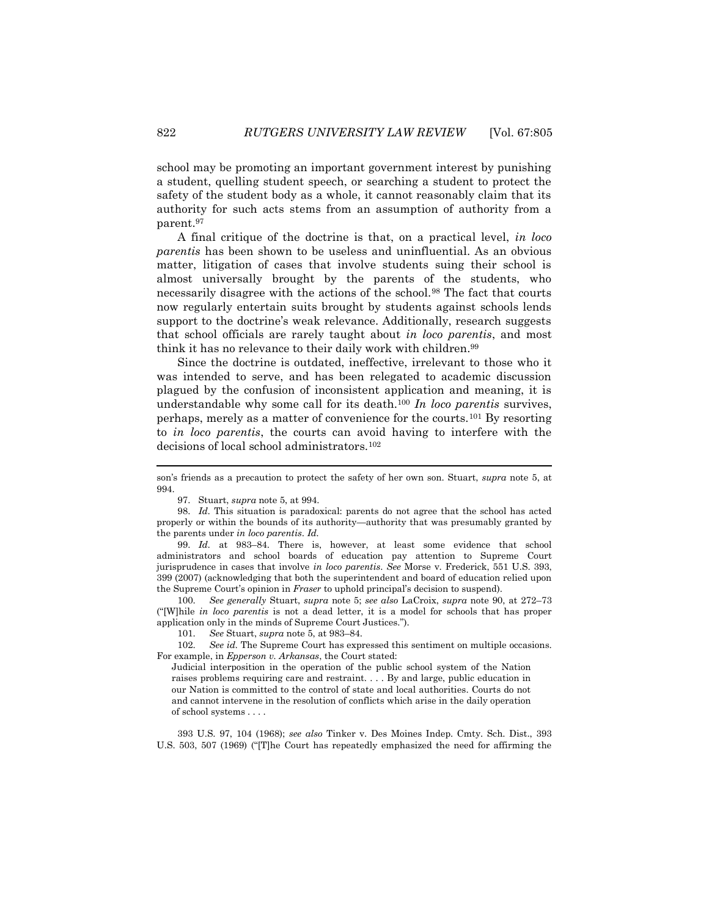school may be promoting an important government interest by punishing a student, quelling student speech, or searching a student to protect the safety of the student body as a whole, it cannot reasonably claim that its authority for such acts stems from an assumption of authority from a parent.[97]

A final critique of the doctrine is that, on a practical level, *in loco parentis* has been shown to be useless and uninfluential. As an obvious matter, litigation of cases that involve students suing their school is almost universally brought by the parents of the students, who necessarily disagree with the actions of the school.[98] The fact that courts now regularly entertain suits brought by students against schools lends support to the doctrine's weak relevance. Additionally, research suggests that school officials are rarely taught about *in loco parentis*, and most think it has no relevance to their daily work with children.[99]

Since the doctrine is outdated, ineffective, irrelevant to those who it was intended to serve, and has been relegated to academic discussion plagued by the confusion of inconsistent application and meaning, it is understandable why some call for its death.[100] *In loco parentis* survives, perhaps, merely as a matter of convenience for the courts.[101] By resorting to *in loco parentis*, the courts can avoid having to interfere with the decisions of local school administrators.[102]

---

son's friends as a precaution to protect the safety of her own son. Stuart, *supra* note 5, at 994.

97. Stuart, *supra* note 5, at 994.

98. *Id.* This situation is paradoxical: parents do not agree that the school has acted properly or within the bounds of its authority—authority that was presumably granted by the parents under *in loco parentis*. *Id.*

99. *Id.* at 983–84. There is, however, at least some evidence that school administrators and school boards of education pay attention to Supreme Court jurisprudence in cases that involve *in loco parentis*. *See* Morse v. Frederick, 551 U.S. 393, 399 (2007) (acknowledging that both the superintendent and board of education relied upon the Supreme Court's opinion in *Fraser* to uphold principal's decision to suspend).

100. *See generally* Stuart, *supra* note 5; *see also* LaCroix, *supra* note 90, at 272–73 ("[W]hile *in loco parentis* is not a dead letter, it is a model for schools that has proper application only in the minds of Supreme Court Justices.").

101. *See* Stuart, *supra* note 5, at 983–84.

102. *See id.* The Supreme Court has expressed this sentiment on multiple occasions. For example, in *Epperson v. Arkansas*, the Court stated:

> Judicial interposition in the operation of the public school system of the Nation raises problems requiring care and restraint. . . . By and large, public education in our Nation is committed to the control of state and local authorities. Courts do not and cannot intervene in the resolution of conflicts which arise in the daily operation of school systems . . . .

393 U.S. 97, 104 (1968); *see also* Tinker v. Des Moines Indep. Cmty. Sch. Dist., 393 U.S. 503, 507 (1969) ("[T]he Court has repeatedly emphasized the need for affirming the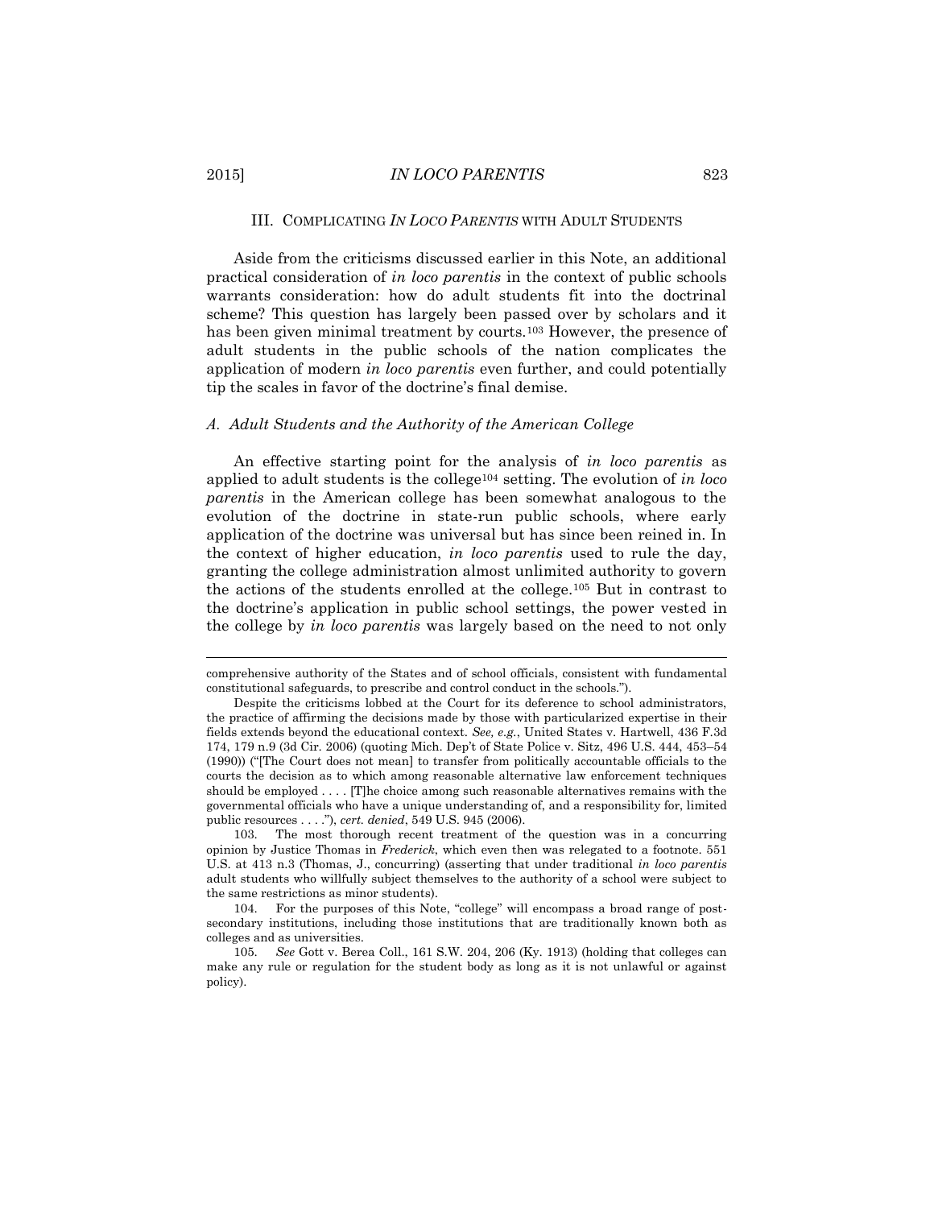## III. COMPLICATING *IN LOCO PARENTIS* WITH ADULT STUDENTS

Aside from the criticisms discussed earlier in this Note, an additional practical consideration of *in loco parentis* in the context of public schools warrants consideration: how do adult students fit into the doctrinal scheme? This question has largely been passed over by scholars and it has been given minimal treatment by courts.[103] However, the presence of adult students in the public schools of the nation complicates the application of modern *in loco parentis* even further, and could potentially tip the scales in favor of the doctrine's final demise.

### *A. Adult Students and the Authority of the American College*

An effective starting point for the analysis of *in loco parentis* as applied to adult students is the college[104] setting. The evolution of *in loco parentis* in the American college has been somewhat analogous to the evolution of the doctrine in state-run public schools, where early application of the doctrine was universal but has since been reined in. In the context of higher education, *in loco parentis* used to rule the day, granting the college administration almost unlimited authority to govern the actions of the students enrolled at the college.[105] But in contrast to the doctrine's application in public school settings, the power vested in the college by *in loco parentis* was largely based on the need to not only

---

comprehensive authority of the States and of school officials, consistent with fundamental constitutional safeguards, to prescribe and control conduct in the schools.").

Despite the criticisms lobbed at the Court for its deference to school administrators, the practice of affirming the decisions made by those with particularized expertise in their fields extends beyond the educational context. *See, e.g.*, United States v. Hartwell, 436 F.3d 174, 179 n.9 (3d Cir. 2006) (quoting Mich. Dep't of State Police v. Sitz, 496 U.S. 444, 453–54 (1990)) ("[The Court does not mean] to transfer from politically accountable officials to the courts the decision as to which among reasonable alternative law enforcement techniques should be employed . . . . [T]he choice among such reasonable alternatives remains with the governmental officials who have a unique understanding of, and a responsibility for, limited public resources . . . ."), *cert. denied*, 549 U.S. 945 (2006).

103. The most thorough recent treatment of the question was in a concurring opinion by Justice Thomas in *Frederick*, which even then was relegated to a footnote. 551 U.S. at 413 n.3 (Thomas, J., concurring) (asserting that under traditional *in loco parentis* adult students who willfully subject themselves to the authority of a school were subject to the same restrictions as minor students).

104. For the purposes of this Note, "college" will encompass a broad range of post-secondary institutions, including those institutions that are traditionally known both as colleges and as universities.

105. *See* Gott v. Berea Coll., 161 S.W. 204, 206 (Ky. 1913) (holding that colleges can make any rule or regulation for the student body as long as it is not unlawful or against policy).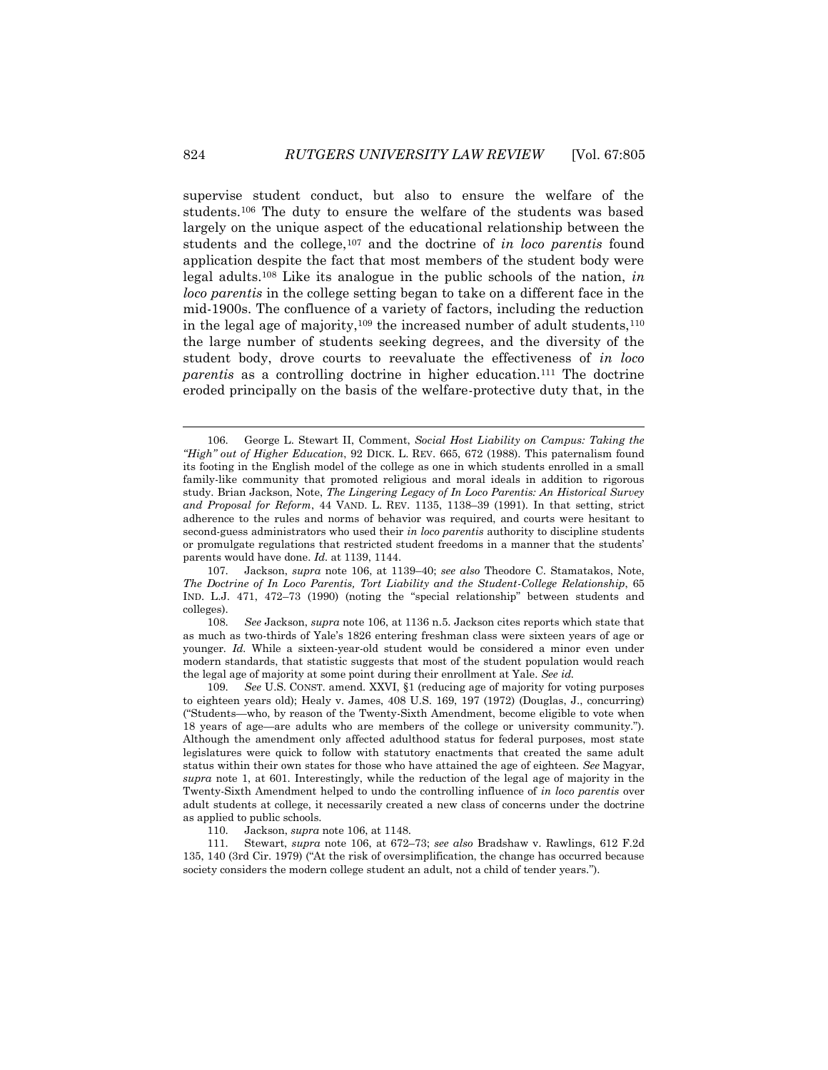supervise student conduct, but also to ensure the welfare of the students.[106] The duty to ensure the welfare of the students was based largely on the unique aspect of the educational relationship between the students and the college,[107] and the doctrine of *in loco parentis* found application despite the fact that most members of the student body were legal adults.[108] Like its analogue in the public schools of the nation, *in loco parentis* in the college setting began to take on a different face in the mid-1900s. The confluence of a variety of factors, including the reduction in the legal age of majority,[109] the increased number of adult students,[110] the large number of students seeking degrees, and the diversity of the student body, drove courts to reevaluate the effectiveness of *in loco parentis* as a controlling doctrine in higher education.[111] The doctrine eroded principally on the basis of the welfare-protective duty that, in the

---

106. George L. Stewart II, Comment, *Social Host Liability on Campus: Taking the "High" out of Higher Education*, 92 DICK. L. REV. 665, 672 (1988). This paternalism found its footing in the English model of the college as one in which students enrolled in a small family-like community that promoted religious and moral ideals in addition to rigorous study. Brian Jackson, Note, *The Lingering Legacy of In Loco Parentis: An Historical Survey and Proposal for Reform*, 44 VAND. L. REV. 1135, 1138–39 (1991). In that setting, strict adherence to the rules and norms of behavior was required, and courts were hesitant to second-guess administrators who used their *in loco parentis* authority to discipline students or promulgate regulations that restricted student freedoms in a manner that the students' parents would have done. *Id.* at 1139, 1144.

107. Jackson, *supra* note 106, at 1139–40; *see also* Theodore C. Stamatakos, Note, *The Doctrine of In Loco Parentis, Tort Liability and the Student-College Relationship*, 65 IND. L.J. 471, 472–73 (1990) (noting the "special relationship" between students and colleges).

108. *See* Jackson, *supra* note 106, at 1136 n.5. Jackson cites reports which state that as much as two-thirds of Yale's 1826 entering freshman class were sixteen years of age or younger. *Id.* While a sixteen-year-old student would be considered a minor even under modern standards, that statistic suggests that most of the student population would reach the legal age of majority at some point during their enrollment at Yale. *See id.*

109. *See* U.S. CONST. amend. XXVI, §1 (reducing age of majority for voting purposes to eighteen years old); Healy v. James, 408 U.S. 169, 197 (1972) (Douglas, J., concurring) ("Students—who, by reason of the Twenty-Sixth Amendment, become eligible to vote when 18 years of age—are adults who are members of the college or university community."). Although the amendment only affected adulthood status for federal purposes, most state legislatures were quick to follow with statutory enactments that created the same adult status within their own states for those who have attained the age of eighteen. *See* Magyar, *supra* note 1, at 601. Interestingly, while the reduction of the legal age of majority in the Twenty-Sixth Amendment helped to undo the controlling influence of *in loco parentis* over adult students at college, it necessarily created a new class of concerns under the doctrine as applied to public schools.

110. Jackson, *supra* note 106, at 1148.

111. Stewart, *supra* note 106, at 672–73; *see also* Bradshaw v. Rawlings, 612 F.2d 135, 140 (3rd Cir. 1979) ("At the risk of oversimplification, the change has occurred because society considers the modern college student an adult, not a child of tender years.").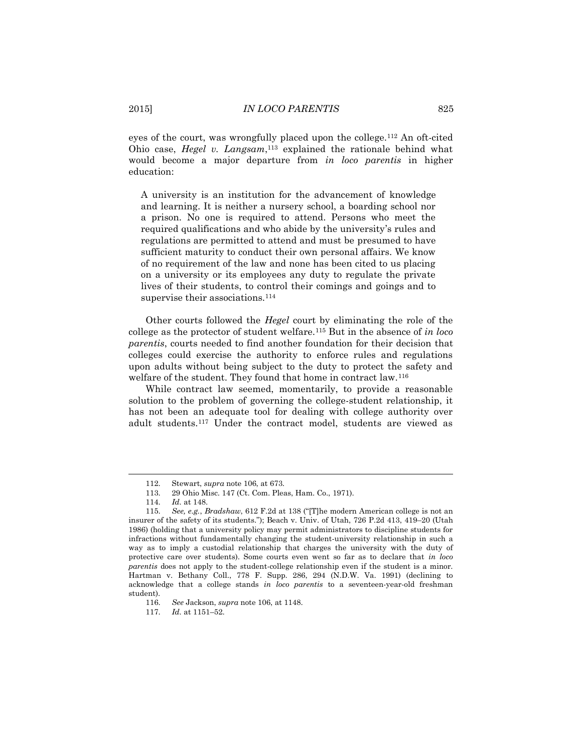eyes of the court, was wrongfully placed upon the college.[112] An oft-cited Ohio case, *Hegel v. Langsam*,[113] explained the rationale behind what would become a major departure from *in loco parentis* in higher education:

> A university is an institution for the advancement of knowledge and learning. It is neither a nursery school, a boarding school nor a prison. No one is required to attend. Persons who meet the required qualifications and who abide by the university's rules and regulations are permitted to attend and must be presumed to have sufficient maturity to conduct their own personal affairs. We know of no requirement of the law and none has been cited to us placing on a university or its employees any duty to regulate the private lives of their students, to control their comings and goings and to supervise their associations.[114]

Other courts followed the *Hegel* court by eliminating the role of the college as the protector of student welfare.[115] But in the absence of *in loco parentis*, courts needed to find another foundation for their decision that colleges could exercise the authority to enforce rules and regulations upon adults without being subject to the duty to protect the safety and welfare of the student. They found that home in contract law.[116]

While contract law seemed, momentarily, to provide a reasonable solution to the problem of governing the college-student relationship, it has not been an adequate tool for dealing with college authority over adult students.[117] Under the contract model, students are viewed as

---

112. Stewart, *supra* note 106, at 673.

113. 29 Ohio Misc. 147 (Ct. Com. Pleas, Ham. Co., 1971).

114. *Id.* at 148.

115. *See, e.g.*, *Bradshaw*, 612 F.2d at 138 ("[T]he modern American college is not an insurer of the safety of its students."); Beach v. Univ. of Utah, 726 P.2d 413, 419–20 (Utah 1986) (holding that a university policy may permit administrators to discipline students for infractions without fundamentally changing the student-university relationship in such a way as to imply a custodial relationship that charges the university with the duty of protective care over students). Some courts even went so far as to declare that *in loco parentis* does not apply to the student-college relationship even if the student is a minor. Hartman v. Bethany Coll., 778 F. Supp. 286, 294 (N.D.W. Va. 1991) (declining to acknowledge that a college stands *in loco parentis* to a seventeen-year-old freshman student).

116. *See* Jackson, *supra* note 106, at 1148.

117. *Id.* at 1151–52.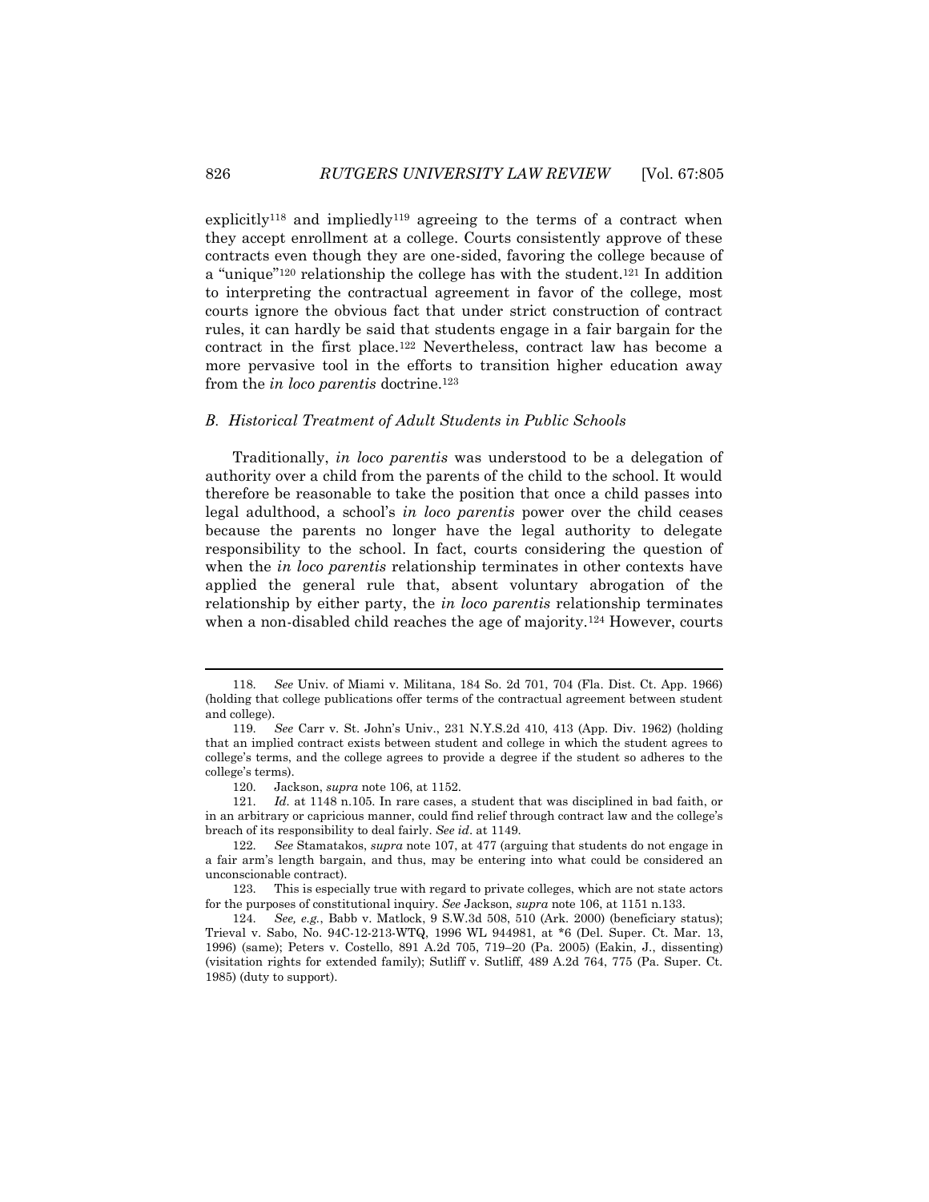explicitly[118] and impliedly[119] agreeing to the terms of a contract when they accept enrollment at a college. Courts consistently approve of these contracts even though they are one-sided, favoring the college because of a "unique"[120] relationship the college has with the student.[121] In addition to interpreting the contractual agreement in favor of the college, most courts ignore the obvious fact that under strict construction of contract rules, it can hardly be said that students engage in a fair bargain for the contract in the first place.[122] Nevertheless, contract law has become a more pervasive tool in the efforts to transition higher education away from the *in loco parentis* doctrine.[123]

### *B. Historical Treatment of Adult Students in Public Schools*

Traditionally, *in loco parentis* was understood to be a delegation of authority over a child from the parents of the child to the school. It would therefore be reasonable to take the position that once a child passes into legal adulthood, a school's *in loco parentis* power over the child ceases because the parents no longer have the legal authority to delegate responsibility to the school. In fact, courts considering the question of when the *in loco parentis* relationship terminates in other contexts have applied the general rule that, absent voluntary abrogation of the relationship by either party, the *in loco parentis* relationship terminates when a non-disabled child reaches the age of majority.[124] However, courts

---

118. *See* Univ. of Miami v. Militana, 184 So. 2d 701, 704 (Fla. Dist. Ct. App. 1966) (holding that college publications offer terms of the contractual agreement between student and college).

119. *See* Carr v. St. John's Univ., 231 N.Y.S.2d 410, 413 (App. Div. 1962) (holding that an implied contract exists between student and college in which the student agrees to college's terms, and the college agrees to provide a degree if the student so adheres to the college's terms).

120. Jackson, *supra* note 106, at 1152.

121. *Id.* at 1148 n.105. In rare cases, a student that was disciplined in bad faith, or in an arbitrary or capricious manner, could find relief through contract law and the college's breach of its responsibility to deal fairly. *See id*. at 1149.

122. *See* Stamatakos, *supra* note 107, at 477 (arguing that students do not engage in a fair arm's length bargain, and thus, may be entering into what could be considered an unconscionable contract).

123. This is especially true with regard to private colleges, which are not state actors for the purposes of constitutional inquiry. *See* Jackson, *supra* note 106, at 1151 n.133.

124. *See, e.g.*, Babb v. Matlock, 9 S.W.3d 508, 510 (Ark. 2000) (beneficiary status); Trieval v. Sabo, No. 94C-12-213-WTQ, 1996 WL 944981, at *6 (Del. Super. Ct. Mar. 13, 1996) (same); Peters v. Costello, 891 A.2d 705, 719–20 (Pa. 2005) (Eakin, J., dissenting) (visitation rights for extended family); Sutliff v. Sutliff, 489 A.2d 764, 775 (Pa. Super. Ct. 1985) (duty to support).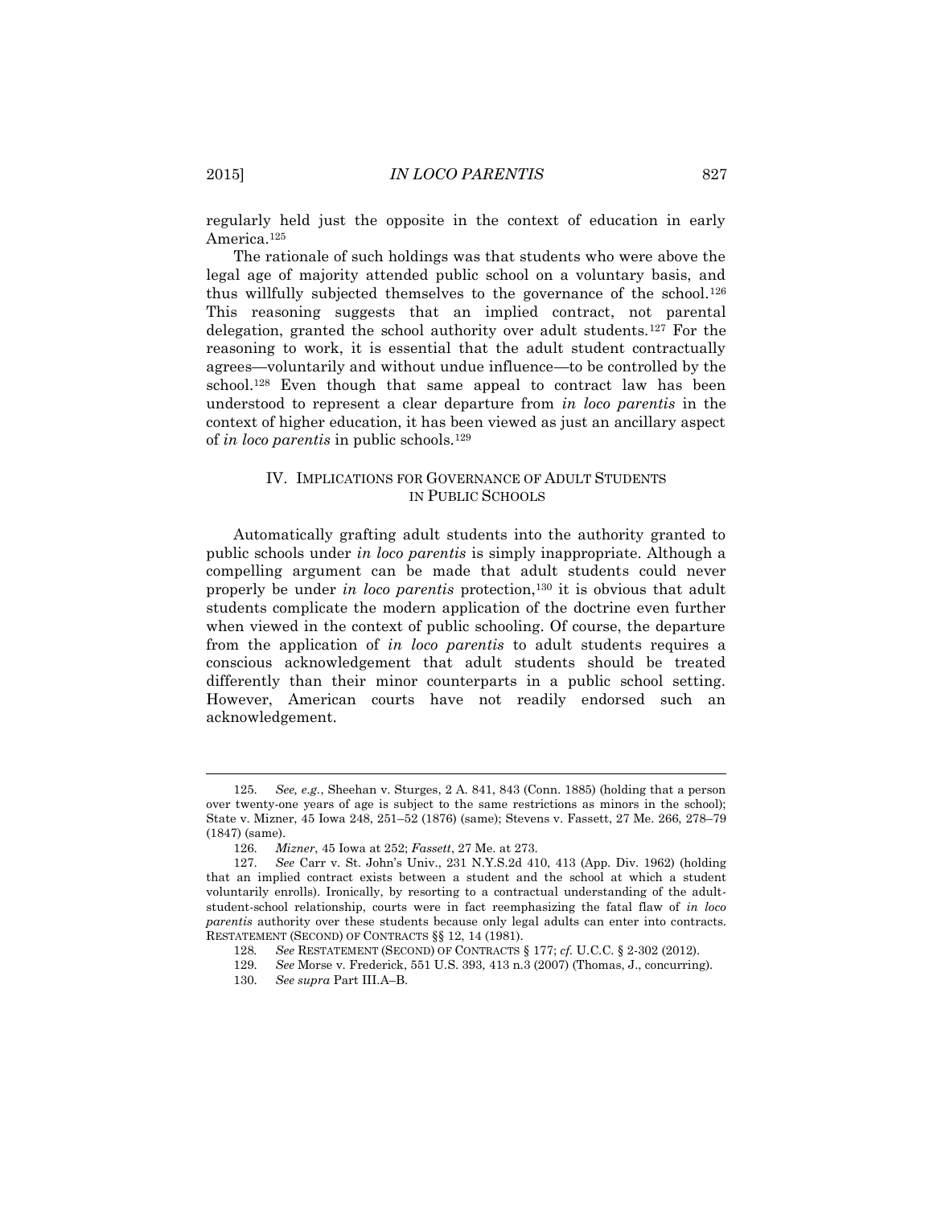regularly held just the opposite in the context of education in early America.[125]

The rationale of such holdings was that students who were above the legal age of majority attended public school on a voluntary basis, and thus willfully subjected themselves to the governance of the school.[126] This reasoning suggests that an implied contract, not parental delegation, granted the school authority over adult students.[127] For the reasoning to work, it is essential that the adult student contractually agrees—voluntarily and without undue influence—to be controlled by the school.[128] Even though that same appeal to contract law has been understood to represent a clear departure from *in loco parentis* in the context of higher education, it has been viewed as just an ancillary aspect of *in loco parentis* in public schools.[129]

## IV. IMPLICATIONS FOR GOVERNANCE OF ADULT STUDENTS IN PUBLIC SCHOOLS

Automatically grafting adult students into the authority granted to public schools under *in loco parentis* is simply inappropriate. Although a compelling argument can be made that adult students could never properly be under *in loco parentis* protection,[130] it is obvious that adult students complicate the modern application of the doctrine even further when viewed in the context of public schooling. Of course, the departure from the application of *in loco parentis* to adult students requires a conscious acknowledgement that adult students should be treated differently than their minor counterparts in a public school setting. However, American courts have not readily endorsed such an acknowledgement.

---

125. *See, e.g.*, Sheehan v. Sturges, 2 A. 841, 843 (Conn. 1885) (holding that a person over twenty-one years of age is subject to the same restrictions as minors in the school); State v. Mizner, 45 Iowa 248, 251–52 (1876) (same); Stevens v. Fassett, 27 Me. 266, 278–79 (1847) (same).

126. *Mizner*, 45 Iowa at 252; *Fassett*, 27 Me. at 273.

127. *See* Carr v. St. John's Univ., 231 N.Y.S.2d 410, 413 (App. Div. 1962) (holding that an implied contract exists between a student and the school at which a student voluntarily enrolls). Ironically, by resorting to a contractual understanding of the adult-student-school relationship, courts were in fact reemphasizing the fatal flaw of *in loco parentis* authority over these students because only legal adults can enter into contracts. RESTATEMENT (SECOND) OF CONTRACTS §§ 12, 14 (1981).

128. *See* RESTATEMENT (SECOND) OF CONTRACTS § 177; *cf.* U.C.C. § 2-302 (2012).

129. *See* Morse v. Frederick, 551 U.S. 393, 413 n.3 (2007) (Thomas, J., concurring).

130. *See supra* Part III.A–B.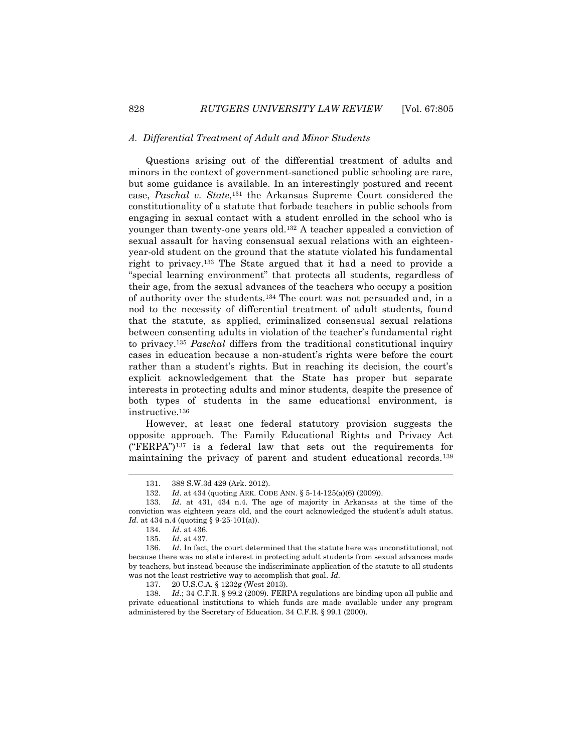### A. Differential Treatment of Adult and Minor Students

Questions arising out of the differential treatment of adults and minors in the context of government-sanctioned public schooling are rare, but some guidance is available. In an interestingly postured and recent case, *Paschal v. State*,[131] the Arkansas Supreme Court considered the constitutionality of a statute that forbade teachers in public schools from engaging in sexual contact with a student enrolled in the school who is younger than twenty-one years old.[132] A teacher appealed a conviction of sexual assault for having consensual sexual relations with an eighteen-year-old student on the ground that the statute violated his fundamental right to privacy.[133] The State argued that it had a need to provide a "special learning environment" that protects all students, regardless of their age, from the sexual advances of the teachers who occupy a position of authority over the students.[134] The court was not persuaded and, in a nod to the necessity of differential treatment of adult students, found that the statute, as applied, criminalized consensual sexual relations between consenting adults in violation of the teacher's fundamental right to privacy.[135] *Paschal* differs from the traditional constitutional inquiry cases in education because a non-student's rights were before the court rather than a student's rights. But in reaching its decision, the court's explicit acknowledgement that the State has proper but separate interests in protecting adults and minor students, despite the presence of both types of students in the same educational environment, is instructive.[136]

However, at least one federal statutory provision suggests the opposite approach. The Family Educational Rights and Privacy Act ("FERPA")[137] is a federal law that sets out the requirements for maintaining the privacy of parent and student educational records.[138]

---

131. 388 S.W.3d 429 (Ark. 2012).

132. *Id.* at 434 (quoting ARK. CODE ANN. § 5-14-125(a)(6) (2009)).

133. *Id.* at 431, 434 n.4. The age of majority in Arkansas at the time of the conviction was eighteen years old, and the court acknowledged the student's adult status. *Id.* at 434 n.4 (quoting § 9-25-101(a)).

134. *Id.* at 436.

135. *Id.* at 437.

136. *Id.* In fact, the court determined that the statute here was unconstitutional, not because there was no state interest in protecting adult students from sexual advances made by teachers, but instead because the indiscriminate application of the statute to all students was not the least restrictive way to accomplish that goal. *Id.*

137. 20 U.S.C.A. § 1232g (West 2013).

138. *Id.*; 34 C.F.R. § 99.2 (2009). FERPA regulations are binding upon all public and private educational institutions to which funds are made available under any program administered by the Secretary of Education. 34 C.F.R. § 99.1 (2000).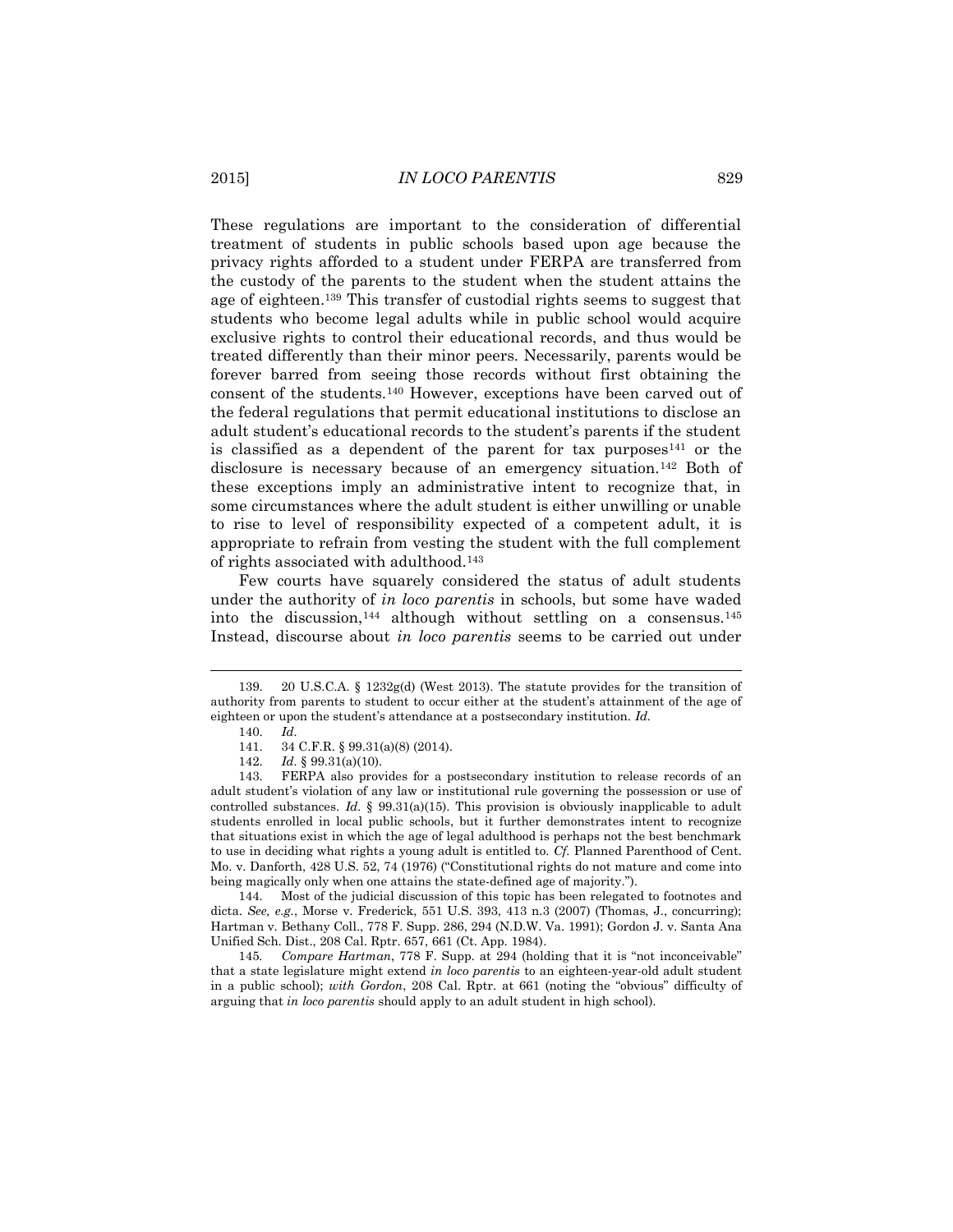These regulations are important to the consideration of differential treatment of students in public schools based upon age because the privacy rights afforded to a student under FERPA are transferred from the custody of the parents to the student when the student attains the age of eighteen.[139] This transfer of custodial rights seems to suggest that students who become legal adults while in public school would acquire exclusive rights to control their educational records, and thus would be treated differently than their minor peers. Necessarily, parents would be forever barred from seeing those records without first obtaining the consent of the students.[140] However, exceptions have been carved out of the federal regulations that permit educational institutions to disclose an adult student's educational records to the student's parents if the student is classified as a dependent of the parent for tax purposes[141] or the disclosure is necessary because of an emergency situation.[142] Both of these exceptions imply an administrative intent to recognize that, in some circumstances where the adult student is either unwilling or unable to rise to level of responsibility expected of a competent adult, it is appropriate to refrain from vesting the student with the full complement of rights associated with adulthood.[143]

Few courts have squarely considered the status of adult students under the authority of *in loco parentis* in schools, but some have waded into the discussion,[144] although without settling on a consensus.[145] Instead, discourse about *in loco parentis* seems to be carried out under

---

139. 20 U.S.C.A. § 1232g(d) (West 2013). The statute provides for the transition of authority from parents to student to occur either at the student's attainment of the age of eighteen or upon the student's attendance at a postsecondary institution. *Id.*

140. *Id.*

141. 34 C.F.R. § 99.31(a)(8) (2014).

142. *Id.* § 99.31(a)(10).

143. FERPA also provides for a postsecondary institution to release records of an adult student's violation of any law or institutional rule governing the possession or use of controlled substances. *Id.* § 99.31(a)(15). This provision is obviously inapplicable to adult students enrolled in local public schools, but it further demonstrates intent to recognize that situations exist in which the age of legal adulthood is perhaps not the best benchmark to use in deciding what rights a young adult is entitled to. *Cf.* Planned Parenthood of Cent. Mo. v. Danforth, 428 U.S. 52, 74 (1976) ("Constitutional rights do not mature and come into being magically only when one attains the state-defined age of majority.").

144. Most of the judicial discussion of this topic has been relegated to footnotes and dicta. *See, e.g.*, Morse v. Frederick, 551 U.S. 393, 413 n.3 (2007) (Thomas, J., concurring); Hartman v. Bethany Coll., 778 F. Supp. 286, 294 (N.D.W. Va. 1991); Gordon J. v. Santa Ana Unified Sch. Dist., 208 Cal. Rptr. 657, 661 (Ct. App. 1984).

145. *Compare Hartman*, 778 F. Supp. at 294 (holding that it is "not inconceivable" that a state legislature might extend *in loco parentis* to an eighteen-year-old adult student in a public school); *with Gordon*, 208 Cal. Rptr. at 661 (noting the "obvious" difficulty of arguing that *in loco parentis* should apply to an adult student in high school).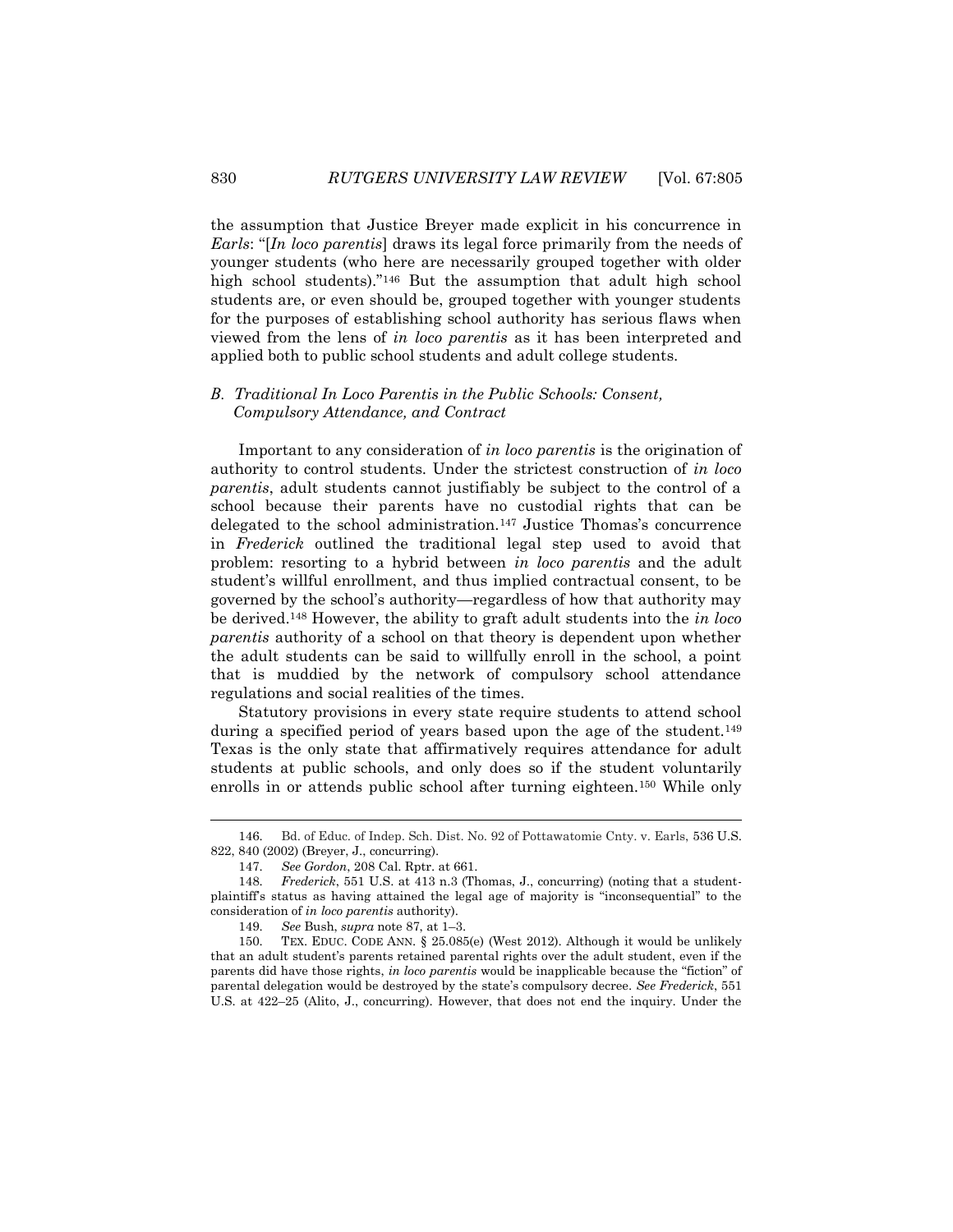the assumption that Justice Breyer made explicit in his concurrence in *Earls*: "[*In loco parentis*] draws its legal force primarily from the needs of younger students (who here are necessarily grouped together with older high school students)."[146] But the assumption that adult high school students are, or even should be, grouped together with younger students for the purposes of establishing school authority has serious flaws when viewed from the lens of *in loco parentis* as it has been interpreted and applied both to public school students and adult college students.

### *B. Traditional In Loco Parentis in the Public Schools: Consent, Compulsory Attendance, and Contract*

Important to any consideration of *in loco parentis* is the origination of authority to control students. Under the strictest construction of *in loco parentis*, adult students cannot justifiably be subject to the control of a school because their parents have no custodial rights that can be delegated to the school administration.[147] Justice Thomas's concurrence in *Frederick* outlined the traditional legal step used to avoid that problem: resorting to a hybrid between *in loco parentis* and the adult student's willful enrollment, and thus implied contractual consent, to be governed by the school's authority—regardless of how that authority may be derived.[148] However, the ability to graft adult students into the *in loco parentis* authority of a school on that theory is dependent upon whether the adult students can be said to willfully enroll in the school, a point that is muddied by the network of compulsory school attendance regulations and social realities of the times.

Statutory provisions in every state require students to attend school during a specified period of years based upon the age of the student.[149] Texas is the only state that affirmatively requires attendance for adult students at public schools, and only does so if the student voluntarily enrolls in or attends public school after turning eighteen.[150] While only

---

146. Bd. of Educ. of Indep. Sch. Dist. No. 92 of Pottawatomie Cnty. v. Earls, 536 U.S. 822, 840 (2002) (Breyer, J., concurring).

147. *See Gordon*, 208 Cal. Rptr. at 661.

148. *Frederick*, 551 U.S. at 413 n.3 (Thomas, J., concurring) (noting that a student-plaintiff's status as having attained the legal age of majority is "inconsequential" to the consideration of *in loco parentis* authority).

149. *See* Bush, *supra* note 87, at 1–3.

150. TEX. EDUC. CODE ANN. § 25.085(e) (West 2012). Although it would be unlikely that an adult student's parents retained parental rights over the adult student, even if the parents did have those rights, *in loco parentis* would be inapplicable because the "fiction" of parental delegation would be destroyed by the state's compulsory decree. *See Frederick*, 551 U.S. at 422–25 (Alito, J., concurring). However, that does not end the inquiry. Under the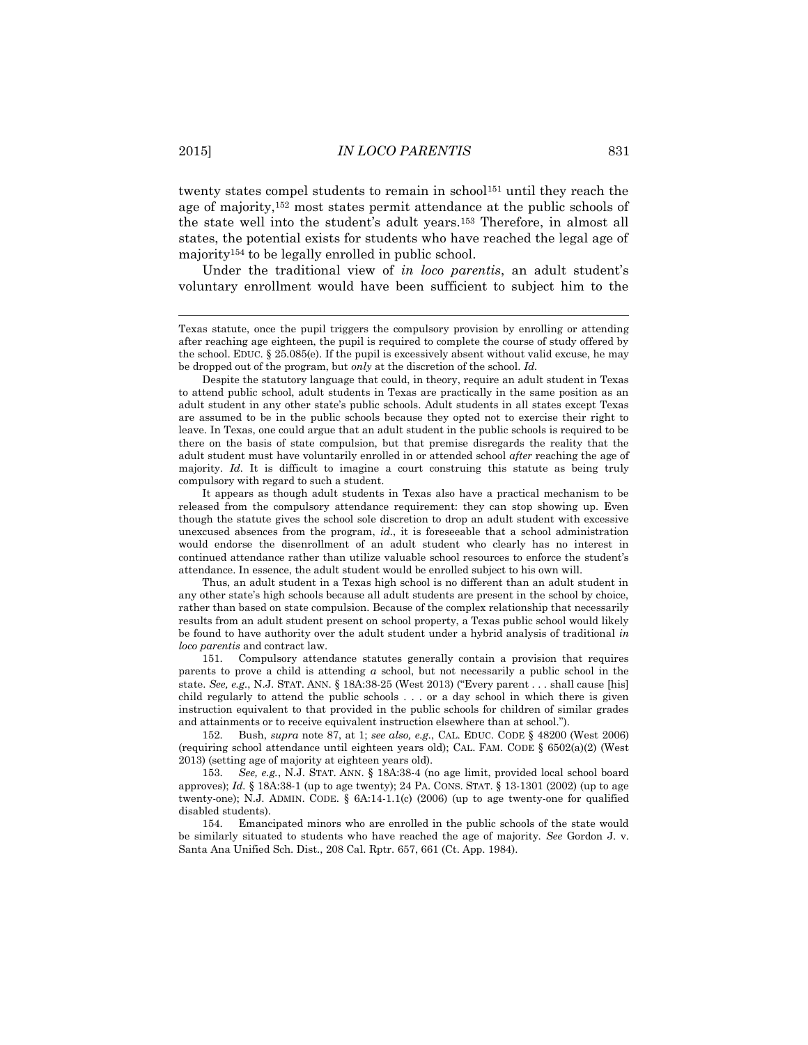twenty states compel students to remain in school[151] until they reach the age of majority,[152] most states permit attendance at the public schools of the state well into the student's adult years.[153] Therefore, in almost all states, the potential exists for students who have reached the legal age of majority[154] to be legally enrolled in public school.

Under the traditional view of *in loco parentis*, an adult student's voluntary enrollment would have been sufficient to subject him to the

---

Texas statute, once the pupil triggers the compulsory provision by enrolling or attending after reaching age eighteen, the pupil is required to complete the course of study offered by the school. EDUC. § 25.085(e). If the pupil is excessively absent without valid excuse, he may be dropped out of the program, but *only* at the discretion of the school. *Id.*

Despite the statutory language that could, in theory, require an adult student in Texas to attend public school, adult students in Texas are practically in the same position as an adult student in any other state's public schools. Adult students in all states except Texas are assumed to be in the public schools because they opted not to exercise their right to leave. In Texas, one could argue that an adult student in the public schools is required to be there on the basis of state compulsion, but that premise disregards the reality that the adult student must have voluntarily enrolled in or attended school *after* reaching the age of majority. *Id.* It is difficult to imagine a court construing this statute as being truly compulsory with regard to such a student.

It appears as though adult students in Texas also have a practical mechanism to be released from the compulsory attendance requirement: they can stop showing up. Even though the statute gives the school sole discretion to drop an adult student with excessive unexcused absences from the program, *id.*, it is foreseeable that a school administration would endorse the disenrollment of an adult student who clearly has no interest in continued attendance rather than utilize valuable school resources to enforce the student's attendance. In essence, the adult student would be enrolled subject to his own will.

Thus, an adult student in a Texas high school is no different than an adult student in any other state's high schools because all adult students are present in the school by choice, rather than based on state compulsion. Because of the complex relationship that necessarily results from an adult student present on school property, a Texas public school would likely be found to have authority over the adult student under a hybrid analysis of traditional *in loco parentis* and contract law.

151. Compulsory attendance statutes generally contain a provision that requires parents to prove a child is attending *a* school, but not necessarily a public school in the state. *See, e.g.*, N.J. STAT. ANN. § 18A:38-25 (West 2013) ("Every parent . . . shall cause [his] child regularly to attend the public schools . . . or a day school in which there is given instruction equivalent to that provided in the public schools for children of similar grades and attainments or to receive equivalent instruction elsewhere than at school.").

152. Bush, *supra* note 87, at 1; *see also, e.g.*, CAL. EDUC. CODE § 48200 (West 2006) (requiring school attendance until eighteen years old); CAL. FAM. CODE § 6502(a)(2) (West 2013) (setting age of majority at eighteen years old).

153. *See, e.g.*, N.J. STAT. ANN. § 18A:38-4 (no age limit, provided local school board approves); *Id.* § 18A:38-1 (up to age twenty); 24 PA. CONS. STAT. § 13-1301 (2002) (up to age twenty-one); N.J. ADMIN. CODE. § 6A:14-1.1(c) (2006) (up to age twenty-one for qualified disabled students).

154. Emancipated minors who are enrolled in the public schools of the state would be similarly situated to students who have reached the age of majority. *See* Gordon J. v. Santa Ana Unified Sch. Dist., 208 Cal. Rptr. 657, 661 (Ct. App. 1984).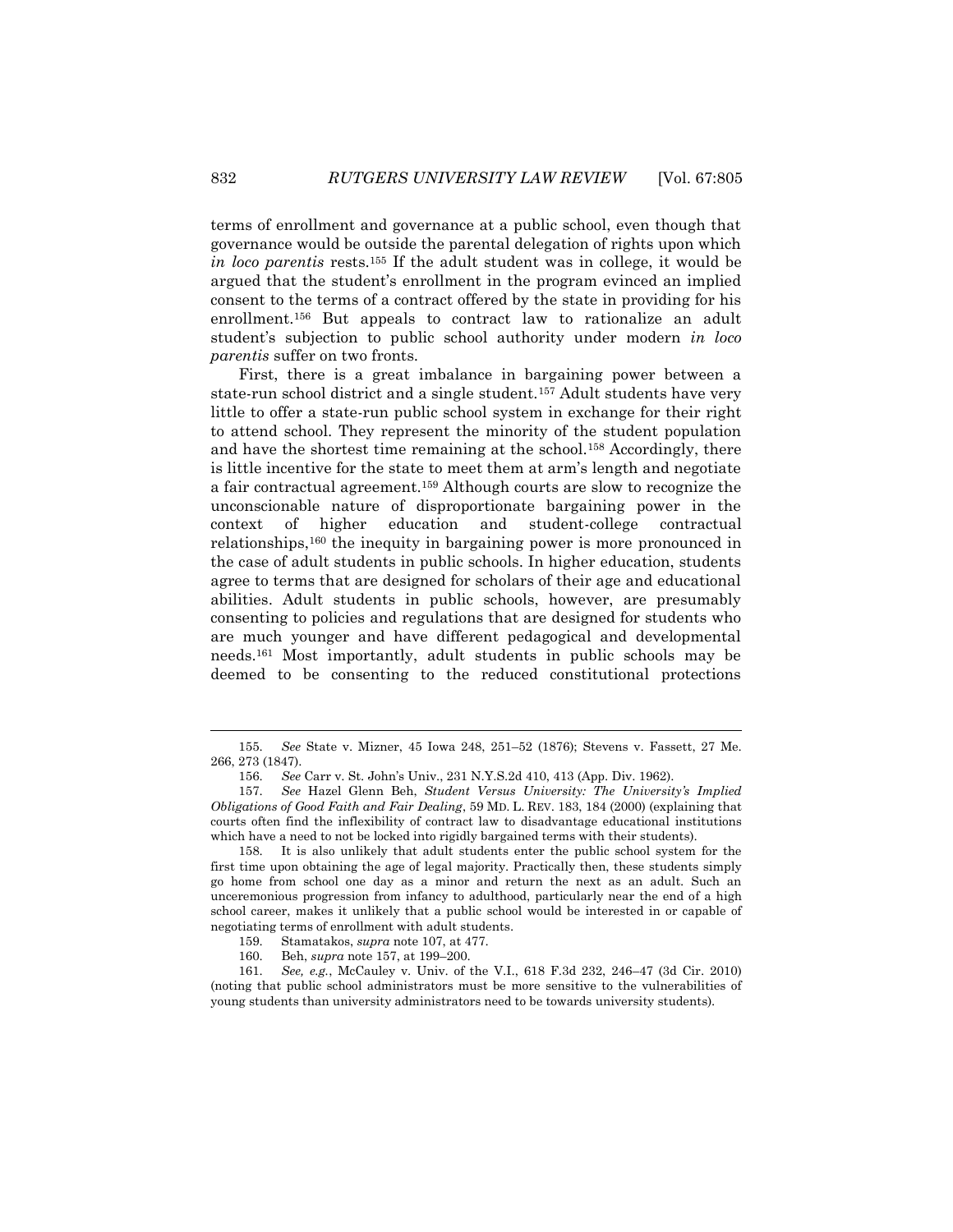terms of enrollment and governance at a public school, even though that governance would be outside the parental delegation of rights upon which *in loco parentis* rests.[155] If the adult student was in college, it would be argued that the student's enrollment in the program evinced an implied consent to the terms of a contract offered by the state in providing for his enrollment.[156] But appeals to contract law to rationalize an adult student's subjection to public school authority under modern *in loco parentis* suffer on two fronts.

First, there is a great imbalance in bargaining power between a state-run school district and a single student.[157] Adult students have very little to offer a state-run public school system in exchange for their right to attend school. They represent the minority of the student population and have the shortest time remaining at the school.[158] Accordingly, there is little incentive for the state to meet them at arm's length and negotiate a fair contractual agreement.[159] Although courts are slow to recognize the unconscionable nature of disproportionate bargaining power in the context of higher education and student-college contractual relationships,[160] the inequity in bargaining power is more pronounced in the case of adult students in public schools. In higher education, students agree to terms that are designed for scholars of their age and educational abilities. Adult students in public schools, however, are presumably consenting to policies and regulations that are designed for students who are much younger and have different pedagogical and developmental needs.[161] Most importantly, adult students in public schools may be deemed to be consenting to the reduced constitutional protections

155. *See* State v. Mizner, 45 Iowa 248, 251–52 (1876); Stevens v. Fassett, 27 Me. 266, 273 (1847).

156. *See* Carr v. St. John's Univ., 231 N.Y.S.2d 410, 413 (App. Div. 1962).

157. *See* Hazel Glenn Beh, *Student Versus University: The University's Implied Obligations of Good Faith and Fair Dealing*, 59 MD. L. REV. 183, 184 (2000) (explaining that courts often find the inflexibility of contract law to disadvantage educational institutions which have a need to not be locked into rigidly bargained terms with their students).

158. It is also unlikely that adult students enter the public school system for the first time upon obtaining the age of legal majority. Practically then, these students simply go home from school one day as a minor and return the next as an adult. Such an unceremonious progression from infancy to adulthood, particularly near the end of a high school career, makes it unlikely that a public school would be interested in or capable of negotiating terms of enrollment with adult students.

159. Stamatakos, *supra* note 107, at 477.

160. Beh, *supra* note 157, at 199–200.

161. *See, e.g.*, McCauley v. Univ. of the V.I., 618 F.3d 232, 246–47 (3d Cir. 2010) (noting that public school administrators must be more sensitive to the vulnerabilities of young students than university administrators need to be towards university students).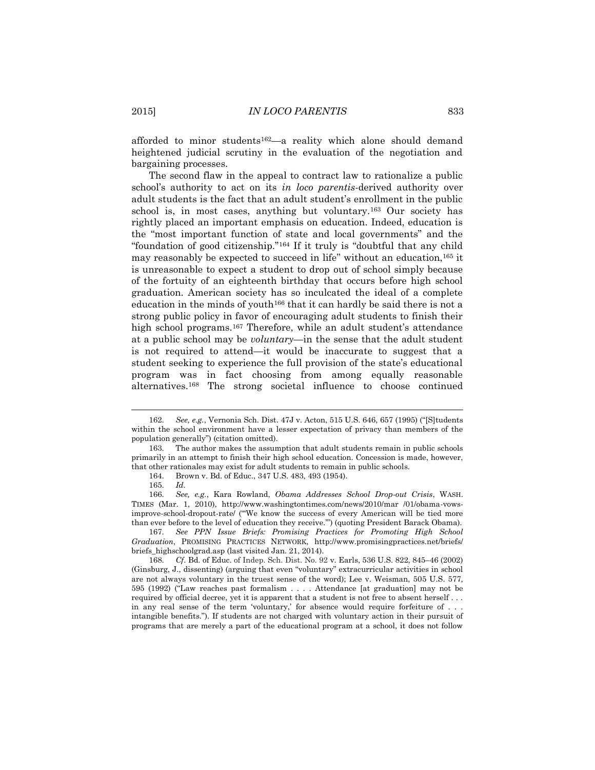afforded to minor students[162]—a reality which alone should demand heightened judicial scrutiny in the evaluation of the negotiation and bargaining processes.

The second flaw in the appeal to contract law to rationalize a public school's authority to act on its *in loco parentis*-derived authority over adult students is the fact that an adult student's enrollment in the public school is, in most cases, anything but voluntary.[163] Our society has rightly placed an important emphasis on education. Indeed, education is the "most important function of state and local governments" and the "foundation of good citizenship."[164] If it truly is "doubtful that any child may reasonably be expected to succeed in life" without an education,[165] it is unreasonable to expect a student to drop out of school simply because of the fortuity of an eighteenth birthday that occurs before high school graduation. American society has so inculcated the ideal of a complete education in the minds of youth[166] that it can hardly be said there is not a strong public policy in favor of encouraging adult students to finish their high school programs.[167] Therefore, while an adult student's attendance at a public school may be *voluntary*—in the sense that the adult student is not required to attend—it would be inaccurate to suggest that a student seeking to experience the full provision of the state's educational program was in fact choosing from among equally reasonable alternatives.[168] The strong societal influence to choose continued

---

162. *See, e.g.*, Vernonia Sch. Dist. 47J v. Acton, 515 U.S. 646, 657 (1995) ("[S]tudents within the school environment have a lesser expectation of privacy than members of the population generally") (citation omitted).

163. The author makes the assumption that adult students remain in public schools primarily in an attempt to finish their high school education. Concession is made, however, that other rationales may exist for adult students to remain in public schools.

164. Brown v. Bd. of Educ., 347 U.S. 483, 493 (1954).

165. *Id.*

166. *See, e.g.*, Kara Rowland, *Obama Addresses School Drop-out Crisis*, WASH. TIMES (Mar. 1, 2010), http://www.washingtontimes.com/news/2010/mar /01/obama-vows-improve-school-dropout-rate/ ("'We know the success of every American will be tied more than ever before to the level of education they receive.'") (quoting President Barack Obama).

167. *See PPN Issue Briefs: Promising Practices for Promoting High School Graduation*, PROMISING PRACTICES NETWORK, http://www.promisingpractices.net/briefs/briefs_highschoolgrad.asp (last visited Jan. 21, 2014).

168. *Cf*. Bd. of Educ. of Indep. Sch. Dist. No. 92 v. Earls, 536 U.S. 822, 845–46 (2002) (Ginsburg, J., dissenting) (arguing that even "voluntary" extracurricular activities in school are not always voluntary in the truest sense of the word); Lee v. Weisman, 505 U.S. 577, 595 (1992) ("Law reaches past formalism . . . . Attendance [at graduation] may not be required by official decree, yet it is apparent that a student is not free to absent herself . . . in any real sense of the term 'voluntary,' for absence would require forfeiture of . . . intangible benefits."). If students are not charged with voluntary action in their pursuit of programs that are merely a part of the educational program at a school, it does not follow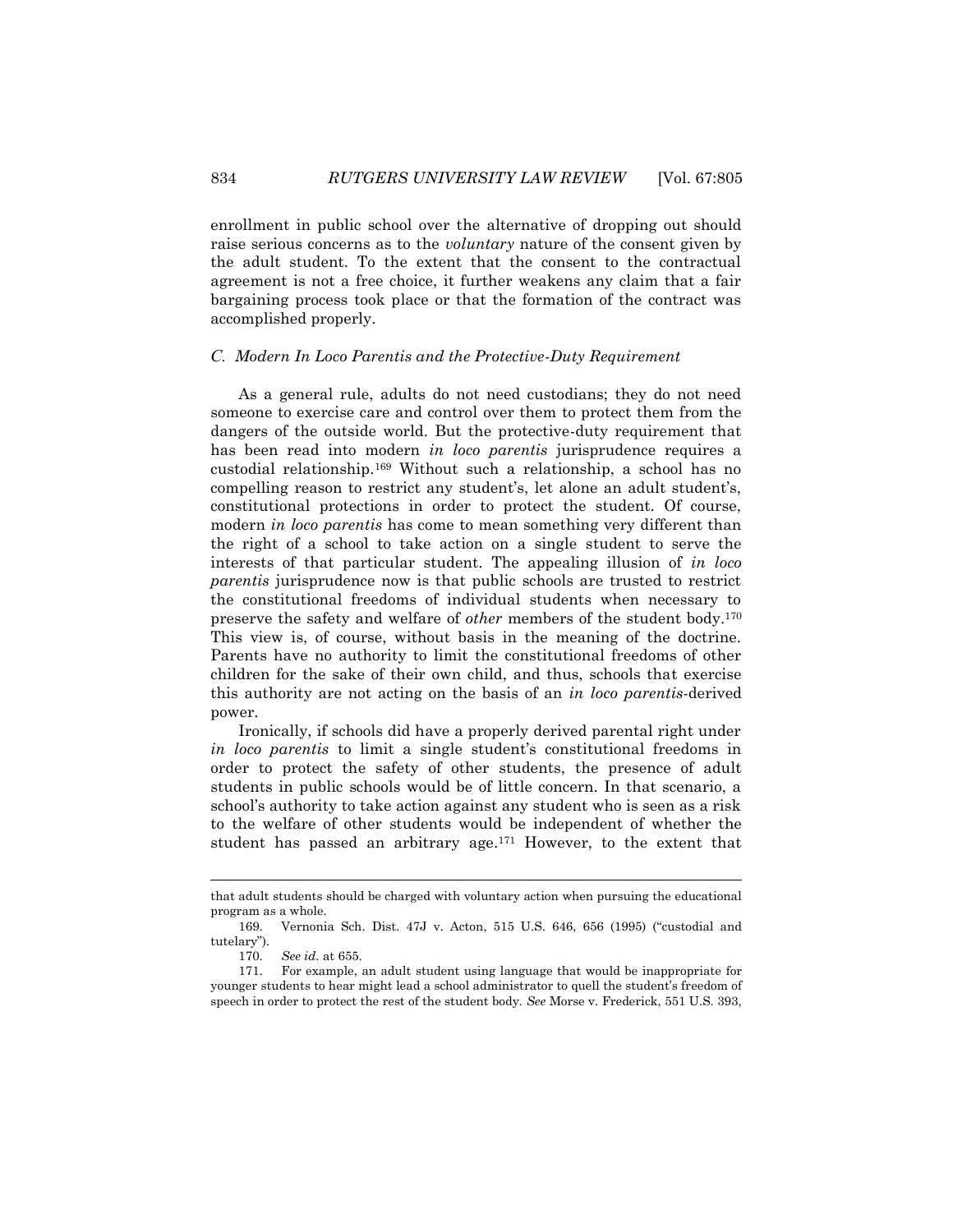enrollment in public school over the alternative of dropping out should raise serious concerns as to the *voluntary* nature of the consent given by the adult student. To the extent that the consent to the contractual agreement is not a free choice, it further weakens any claim that a fair bargaining process took place or that the formation of the contract was accomplished properly.

### *C. Modern In Loco Parentis and the Protective-Duty Requirement*

As a general rule, adults do not need custodians; they do not need someone to exercise care and control over them to protect them from the dangers of the outside world. But the protective-duty requirement that has been read into modern *in loco parentis* jurisprudence requires a custodial relationship.[169] Without such a relationship, a school has no compelling reason to restrict any student's, let alone an adult student's, constitutional protections in order to protect the student. Of course, modern *in loco parentis* has come to mean something very different than the right of a school to take action on a single student to serve the interests of that particular student. The appealing illusion of *in loco parentis* jurisprudence now is that public schools are trusted to restrict the constitutional freedoms of individual students when necessary to preserve the safety and welfare of *other* members of the student body.[170] This view is, of course, without basis in the meaning of the doctrine. Parents have no authority to limit the constitutional freedoms of other children for the sake of their own child, and thus, schools that exercise this authority are not acting on the basis of an *in loco parentis*-derived power.

Ironically, if schools did have a properly derived parental right under *in loco parentis* to limit a single student's constitutional freedoms in order to protect the safety of other students, the presence of adult students in public schools would be of little concern. In that scenario, a school's authority to take action against any student who is seen as a risk to the welfare of other students would be independent of whether the student has passed an arbitrary age.[171] However, to the extent that

---

that adult students should be charged with voluntary action when pursuing the educational program as a whole.

169. Vernonia Sch. Dist. 47J v. Acton, 515 U.S. 646, 656 (1995) ("custodial and tutelary").

170. *See id.* at 655.

171. For example, an adult student using language that would be inappropriate for younger students to hear might lead a school administrator to quell the student's freedom of speech in order to protect the rest of the student body. *See* Morse v. Frederick, 551 U.S. 393,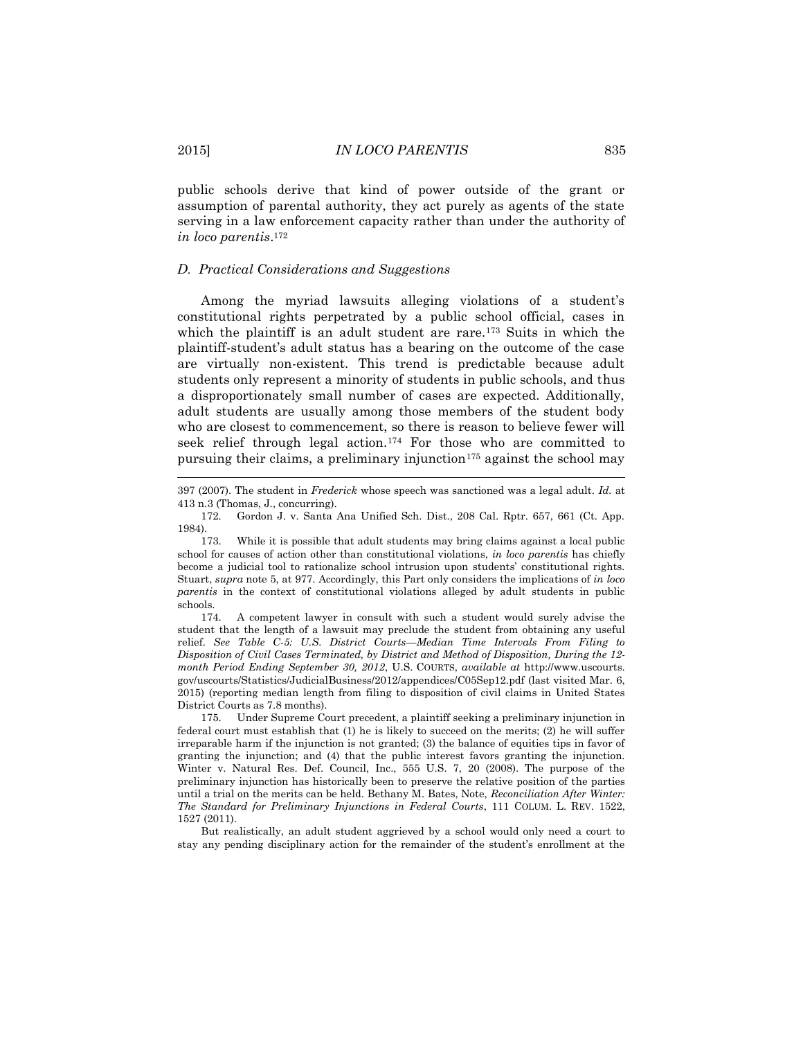public schools derive that kind of power outside of the grant or assumption of parental authority, they act purely as agents of the state serving in a law enforcement capacity rather than under the authority of *in loco parentis*.[172]

### *D. Practical Considerations and Suggestions*

Among the myriad lawsuits alleging violations of a student's constitutional rights perpetrated by a public school official, cases in which the plaintiff is an adult student are rare.[173] Suits in which the plaintiff-student's adult status has a bearing on the outcome of the case are virtually non-existent. This trend is predictable because adult students only represent a minority of students in public schools, and thus a disproportionately small number of cases are expected. Additionally, adult students are usually among those members of the student body who are closest to commencement, so there is reason to believe fewer will seek relief through legal action.[174] For those who are committed to pursuing their claims, a preliminary injunction[175] against the school may

---

397 (2007). The student in *Frederick* whose speech was sanctioned was a legal adult. *Id.* at 413 n.3 (Thomas, J., concurring).

172. Gordon J. v. Santa Ana Unified Sch. Dist., 208 Cal. Rptr. 657, 661 (Ct. App. 1984).

173. While it is possible that adult students may bring claims against a local public school for causes of action other than constitutional violations, *in loco parentis* has chiefly become a judicial tool to rationalize school intrusion upon students' constitutional rights. Stuart, *supra* note 5, at 977. Accordingly, this Part only considers the implications of *in loco parentis* in the context of constitutional violations alleged by adult students in public schools.

174. A competent lawyer in consult with such a student would surely advise the student that the length of a lawsuit may preclude the student from obtaining any useful relief. *See Table C-5: U.S. District Courts—Median Time Intervals From Filing to Disposition of Civil Cases Terminated, by District and Method of Disposition, During the 12-month Period Ending September 30, 2012*, U.S. COURTS, *available at* http://www.uscourts.gov/uscourts/Statistics/JudicialBusiness/2012/appendices/C05Sep12.pdf (last visited Mar. 6, 2015) (reporting median length from filing to disposition of civil claims in United States District Courts as 7.8 months).

175. Under Supreme Court precedent, a plaintiff seeking a preliminary injunction in federal court must establish that (1) he is likely to succeed on the merits; (2) he will suffer irreparable harm if the injunction is not granted; (3) the balance of equities tips in favor of granting the injunction; and (4) that the public interest favors granting the injunction. Winter v. Natural Res. Def. Council, Inc., 555 U.S. 7, 20 (2008). The purpose of the preliminary injunction has historically been to preserve the relative position of the parties until a trial on the merits can be held. Bethany M. Bates, Note, *Reconciliation After Winter: The Standard for Preliminary Injunctions in Federal Courts*, 111 COLUM. L. REV. 1522, 1527 (2011).

But realistically, an adult student aggrieved by a school would only need a court to stay any pending disciplinary action for the remainder of the student's enrollment at the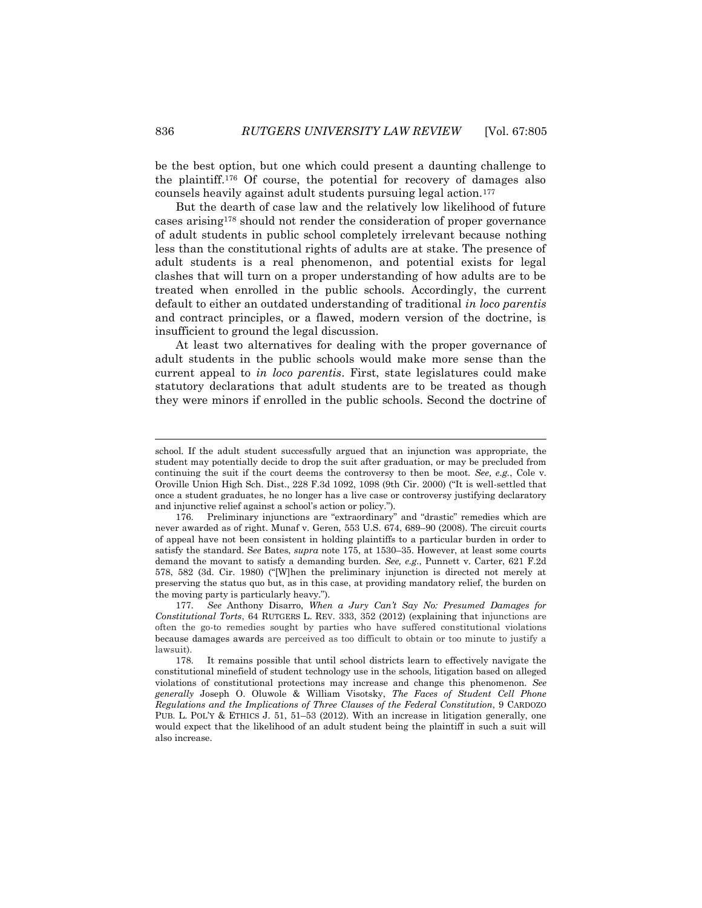be the best option, but one which could present a daunting challenge to the plaintiff.[176] Of course, the potential for recovery of damages also counsels heavily against adult students pursuing legal action.[177]

But the dearth of case law and the relatively low likelihood of future cases arising[178] should not render the consideration of proper governance of adult students in public school completely irrelevant because nothing less than the constitutional rights of adults are at stake. The presence of adult students is a real phenomenon, and potential exists for legal clashes that will turn on a proper understanding of how adults are to be treated when enrolled in the public schools. Accordingly, the current default to either an outdated understanding of traditional *in loco parentis* and contract principles, or a flawed, modern version of the doctrine, is insufficient to ground the legal discussion.

At least two alternatives for dealing with the proper governance of adult students in the public schools would make more sense than the current appeal to *in loco parentis*. First, state legislatures could make statutory declarations that adult students are to be treated as though they were minors if enrolled in the public schools. Second the doctrine of

---

school. If the adult student successfully argued that an injunction was appropriate, the student may potentially decide to drop the suit after graduation, or may be precluded from continuing the suit if the court deems the controversy to then be moot. *See, e.g.*, Cole v. Oroville Union High Sch. Dist., 228 F.3d 1092, 1098 (9th Cir. 2000) ("It is well-settled that once a student graduates, he no longer has a live case or controversy justifying declaratory and injunctive relief against a school's action or policy.").

176. Preliminary injunctions are "extraordinary" and "drastic" remedies which are never awarded as of right. Munaf v. Geren, 553 U.S. 674, 689–90 (2008). The circuit courts of appeal have not been consistent in holding plaintiffs to a particular burden in order to satisfy the standard. *See* Bates, *supra* note 175, at 1530–35. However, at least some courts demand the movant to satisfy a demanding burden. *See, e.g.*, Punnett v. Carter, 621 F.2d 578, 582 (3d. Cir. 1980) ("[W]hen the preliminary injunction is directed not merely at preserving the status quo but, as in this case, at providing mandatory relief, the burden on the moving party is particularly heavy.").

177. *See* Anthony Disarro, *When a Jury Can't Say No: Presumed Damages for Constitutional Torts*, 64 RUTGERS L. REV. 333, 352 (2012) (explaining that injunctions are often the go-to remedies sought by parties who have suffered constitutional violations because damages awards are perceived as too difficult to obtain or too minute to justify a lawsuit).

178. It remains possible that until school districts learn to effectively navigate the constitutional minefield of student technology use in the schools, litigation based on alleged violations of constitutional protections may increase and change this phenomenon. *See generally* Joseph O. Oluwole & William Visotsky, *The Faces of Student Cell Phone Regulations and the Implications of Three Clauses of the Federal Constitution*, 9 CARDOZO PUB. L. POL'Y & ETHICS J. 51, 51–53 (2012). With an increase in litigation generally, one would expect that the likelihood of an adult student being the plaintiff in such a suit will also increase.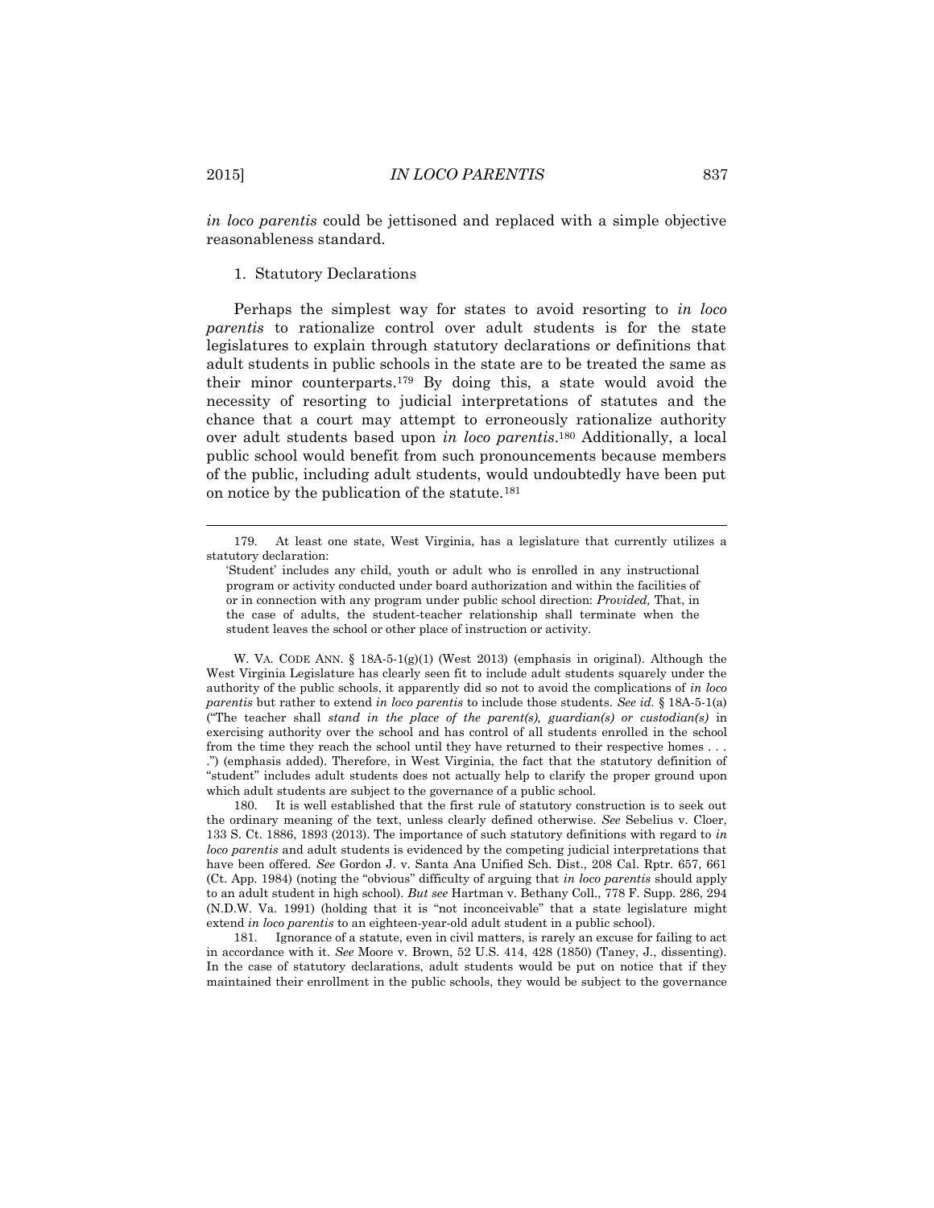*in loco parentis* could be jettisoned and replaced with a simple objective reasonableness standard.

1. Statutory Declarations

Perhaps the simplest way for states to avoid resorting to *in loco parentis* to rationalize control over adult students is for the state legislatures to explain through statutory declarations or definitions that adult students in public schools in the state are to be treated the same as their minor counterparts.[179] By doing this, a state would avoid the necessity of resorting to judicial interpretations of statutes and the chance that a court may attempt to erroneously rationalize authority over adult students based upon *in loco parentis*.[180] Additionally, a local public school would benefit from such pronouncements because members of the public, including adult students, would undoubtedly have been put on notice by the publication of the statute.[181]

---

179. At least one state, West Virginia, has a legislature that currently utilizes a statutory declaration:

> 'Student' includes any child, youth or adult who is enrolled in any instructional program or activity conducted under board authorization and within the facilities of or in connection with any program under public school direction: *Provided,* That, in the case of adults, the student-teacher relationship shall terminate when the student leaves the school or other place of instruction or activity.

W. VA. CODE ANN. § 18A-5-1(g)(1) (West 2013) (emphasis in original). Although the West Virginia Legislature has clearly seen fit to include adult students squarely under the authority of the public schools, it apparently did so not to avoid the complications of *in loco parentis* but rather to extend *in loco parentis* to include those students. *See id.* § 18A-5-1(a) ("The teacher shall *stand in the place of the parent(s), guardian(s) or custodian(s)* in exercising authority over the school and has control of all students enrolled in the school from the time they reach the school until they have returned to their respective homes . . . .") (emphasis added). Therefore, in West Virginia, the fact that the statutory definition of "student" includes adult students does not actually help to clarify the proper ground upon which adult students are subject to the governance of a public school.

180. It is well established that the first rule of statutory construction is to seek out the ordinary meaning of the text, unless clearly defined otherwise. *See* Sebelius v. Cloer, 133 S. Ct. 1886, 1893 (2013). The importance of such statutory definitions with regard to *in loco parentis* and adult students is evidenced by the competing judicial interpretations that have been offered. *See* Gordon J. v. Santa Ana Unified Sch. Dist., 208 Cal. Rptr. 657, 661 (Ct. App. 1984) (noting the "obvious" difficulty of arguing that *in loco parentis* should apply to an adult student in high school). *But see* Hartman v. Bethany Coll., 778 F. Supp. 286, 294 (N.D.W. Va. 1991) (holding that it is "not inconceivable" that a state legislature might extend *in loco parentis* to an eighteen-year-old adult student in a public school).

181. Ignorance of a statute, even in civil matters, is rarely an excuse for failing to act in accordance with it. *See* Moore v. Brown, 52 U.S. 414, 428 (1850) (Taney, J., dissenting). In the case of statutory declarations, adult students would be put on notice that if they maintained their enrollment in the public schools, they would be subject to the governance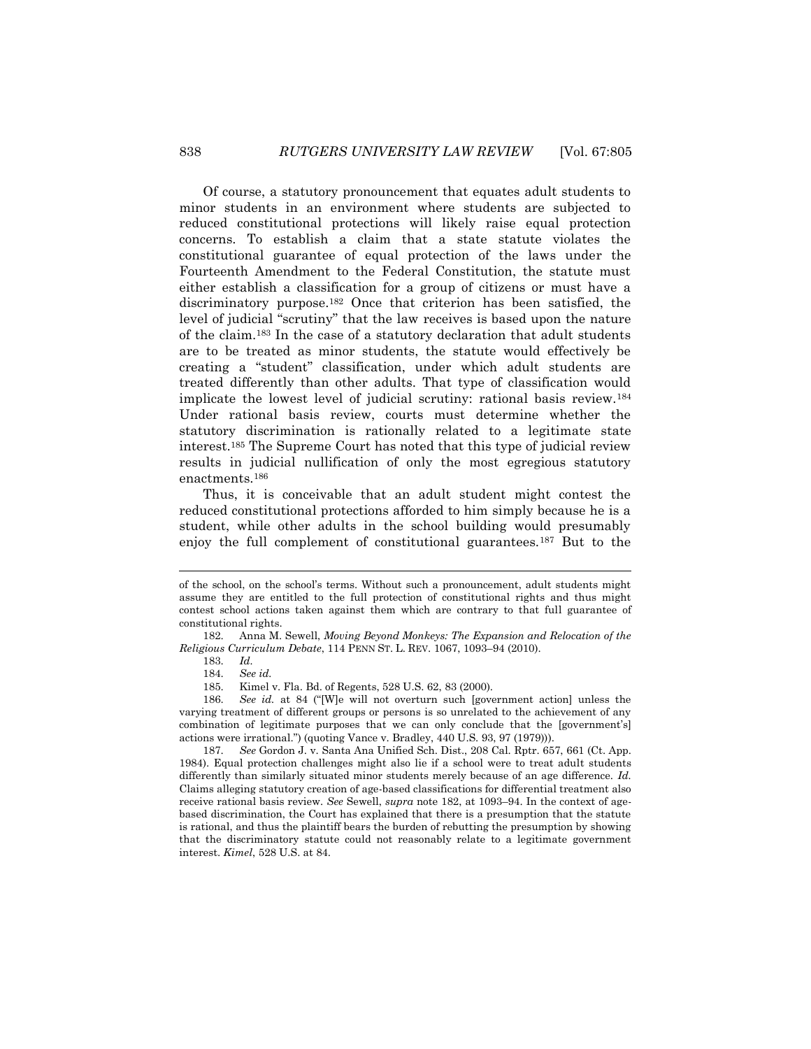Of course, a statutory pronouncement that equates adult students to minor students in an environment where students are subjected to reduced constitutional protections will likely raise equal protection concerns. To establish a claim that a state statute violates the constitutional guarantee of equal protection of the laws under the Fourteenth Amendment to the Federal Constitution, the statute must either establish a classification for a group of citizens or must have a discriminatory purpose.[182] Once that criterion has been satisfied, the level of judicial "scrutiny" that the law receives is based upon the nature of the claim.[183] In the case of a statutory declaration that adult students are to be treated as minor students, the statute would effectively be creating a "student" classification, under which adult students are treated differently than other adults. That type of classification would implicate the lowest level of judicial scrutiny: rational basis review.[184] Under rational basis review, courts must determine whether the statutory discrimination is rationally related to a legitimate state interest.[185] The Supreme Court has noted that this type of judicial review results in judicial nullification of only the most egregious statutory enactments.[186]

Thus, it is conceivable that an adult student might contest the reduced constitutional protections afforded to him simply because he is a student, while other adults in the school building would presumably enjoy the full complement of constitutional guarantees.[187] But to the

---

of the school, on the school's terms. Without such a pronouncement, adult students might assume they are entitled to the full protection of constitutional rights and thus might contest school actions taken against them which are contrary to that full guarantee of constitutional rights.

182. Anna M. Sewell, *Moving Beyond Monkeys: The Expansion and Relocation of the Religious Curriculum Debate*, 114 PENN ST. L. REV. 1067, 1093–94 (2010).

183. *Id.*

184. *See id.*

185. Kimel v. Fla. Bd. of Regents, 528 U.S. 62, 83 (2000).

186. *See id.* at 84 ("[W]e will not overturn such [government action] unless the varying treatment of different groups or persons is so unrelated to the achievement of any combination of legitimate purposes that we can only conclude that the [government's] actions were irrational.") (quoting Vance v. Bradley, 440 U.S. 93, 97 (1979))).

187. *See* Gordon J. v. Santa Ana Unified Sch. Dist., 208 Cal. Rptr. 657, 661 (Ct. App. 1984). Equal protection challenges might also lie if a school were to treat adult students differently than similarly situated minor students merely because of an age difference. *Id.* Claims alleging statutory creation of age-based classifications for differential treatment also receive rational basis review. *See* Sewell, *supra* note 182, at 1093–94. In the context of age-based discrimination, the Court has explained that there is a presumption that the statute is rational, and thus the plaintiff bears the burden of rebutting the presumption by showing that the discriminatory statute could not reasonably relate to a legitimate government interest. *Kimel*, 528 U.S. at 84.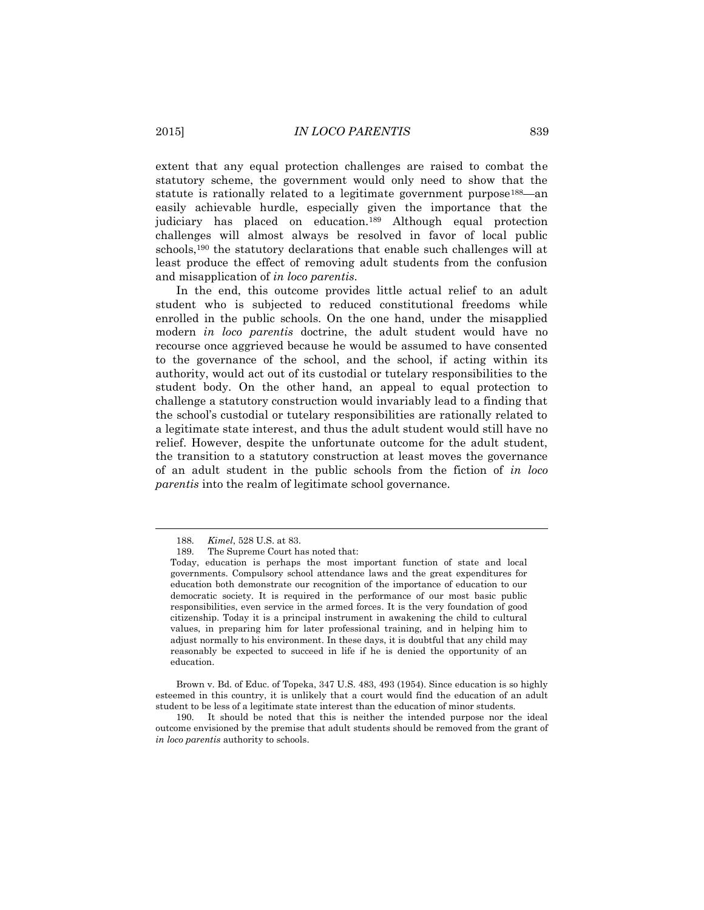extent that any equal protection challenges are raised to combat the statutory scheme, the government would only need to show that the statute is rationally related to a legitimate government purpose[188]—an easily achievable hurdle, especially given the importance that the judiciary has placed on education.[189] Although equal protection challenges will almost always be resolved in favor of local public schools,[190] the statutory declarations that enable such challenges will at least produce the effect of removing adult students from the confusion and misapplication of *in loco parentis*.

In the end, this outcome provides little actual relief to an adult student who is subjected to reduced constitutional freedoms while enrolled in the public schools. On the one hand, under the misapplied modern *in loco parentis* doctrine, the adult student would have no recourse once aggrieved because he would be assumed to have consented to the governance of the school, and the school, if acting within its authority, would act out of its custodial or tutelary responsibilities to the student body. On the other hand, an appeal to equal protection to challenge a statutory construction would invariably lead to a finding that the school's custodial or tutelary responsibilities are rationally related to a legitimate state interest, and thus the adult student would still have no relief. However, despite the unfortunate outcome for the adult student, the transition to a statutory construction at least moves the governance of an adult student in the public schools from the fiction of *in loco parentis* into the realm of legitimate school governance.

---

188. *Kimel*, 528 U.S. at 83.

189. The Supreme Court has noted that:

> Today, education is perhaps the most important function of state and local governments. Compulsory school attendance laws and the great expenditures for education both demonstrate our recognition of the importance of education to our democratic society. It is required in the performance of our most basic public responsibilities, even service in the armed forces. It is the very foundation of good citizenship. Today it is a principal instrument in awakening the child to cultural values, in preparing him for later professional training, and in helping him to adjust normally to his environment. In these days, it is doubtful that any child may reasonably be expected to succeed in life if he is denied the opportunity of an education.

Brown v. Bd. of Educ. of Topeka, 347 U.S. 483, 493 (1954). Since education is so highly esteemed in this country, it is unlikely that a court would find the education of an adult student to be less of a legitimate state interest than the education of minor students.

190. It should be noted that this is neither the intended purpose nor the ideal outcome envisioned by the premise that adult students should be removed from the grant of *in loco parentis* authority to schools.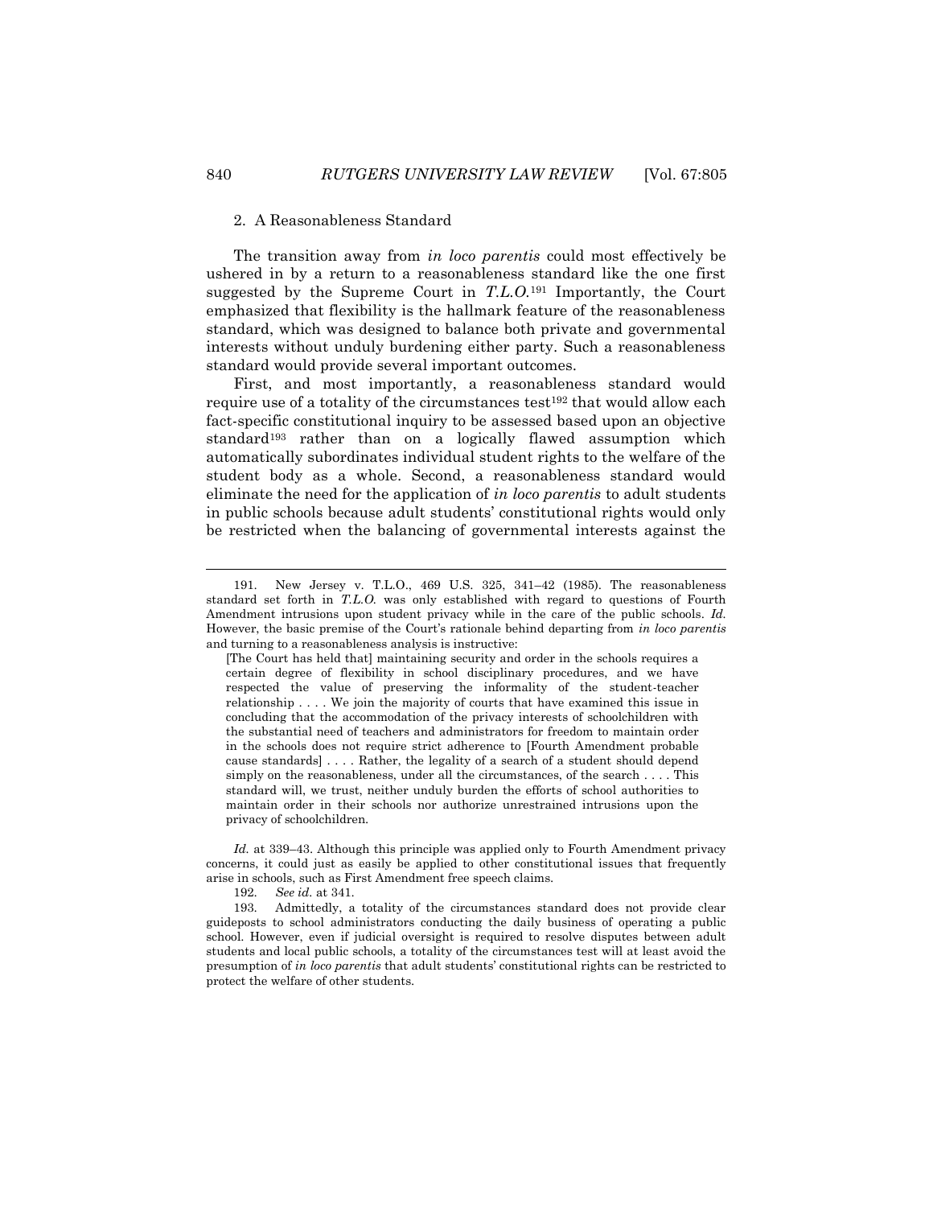### 2. A Reasonableness Standard

The transition away from *in loco parentis* could most effectively be ushered in by a return to a reasonableness standard like the one first suggested by the Supreme Court in *T.L.O.*[191] Importantly, the Court emphasized that flexibility is the hallmark feature of the reasonableness standard, which was designed to balance both private and governmental interests without unduly burdening either party. Such a reasonableness standard would provide several important outcomes.

First, and most importantly, a reasonableness standard would require use of a totality of the circumstances test[192] that would allow each fact-specific constitutional inquiry to be assessed based upon an objective standard[193] rather than on a logically flawed assumption which automatically subordinates individual student rights to the welfare of the student body as a whole. Second, a reasonableness standard would eliminate the need for the application of *in loco parentis* to adult students in public schools because adult students' constitutional rights would only be restricted when the balancing of governmental interests against the

---

191. New Jersey v. T.L.O., 469 U.S. 325, 341–42 (1985). The reasonableness standard set forth in *T.L.O.* was only established with regard to questions of Fourth Amendment intrusions upon student privacy while in the care of the public schools. *Id.* However, the basic premise of the Court's rationale behind departing from *in loco parentis* and turning to a reasonableness analysis is instructive:

> [The Court has held that] maintaining security and order in the schools requires a certain degree of flexibility in school disciplinary procedures, and we have respected the value of preserving the informality of the student-teacher relationship . . . . We join the majority of courts that have examined this issue in concluding that the accommodation of the privacy interests of schoolchildren with the substantial need of teachers and administrators for freedom to maintain order in the schools does not require strict adherence to [Fourth Amendment probable cause standards] . . . . Rather, the legality of a search of a student should depend simply on the reasonableness, under all the circumstances, of the search . . . . This standard will, we trust, neither unduly burden the efforts of school authorities to maintain order in their schools nor authorize unrestrained intrusions upon the privacy of schoolchildren.

*Id.* at 339–43. Although this principle was applied only to Fourth Amendment privacy concerns, it could just as easily be applied to other constitutional issues that frequently arise in schools, such as First Amendment free speech claims.

192. *See id.* at 341.

193. Admittedly, a totality of the circumstances standard does not provide clear guideposts to school administrators conducting the daily business of operating a public school. However, even if judicial oversight is required to resolve disputes between adult students and local public schools, a totality of the circumstances test will at least avoid the presumption of *in loco parentis* that adult students' constitutional rights can be restricted to protect the welfare of other students.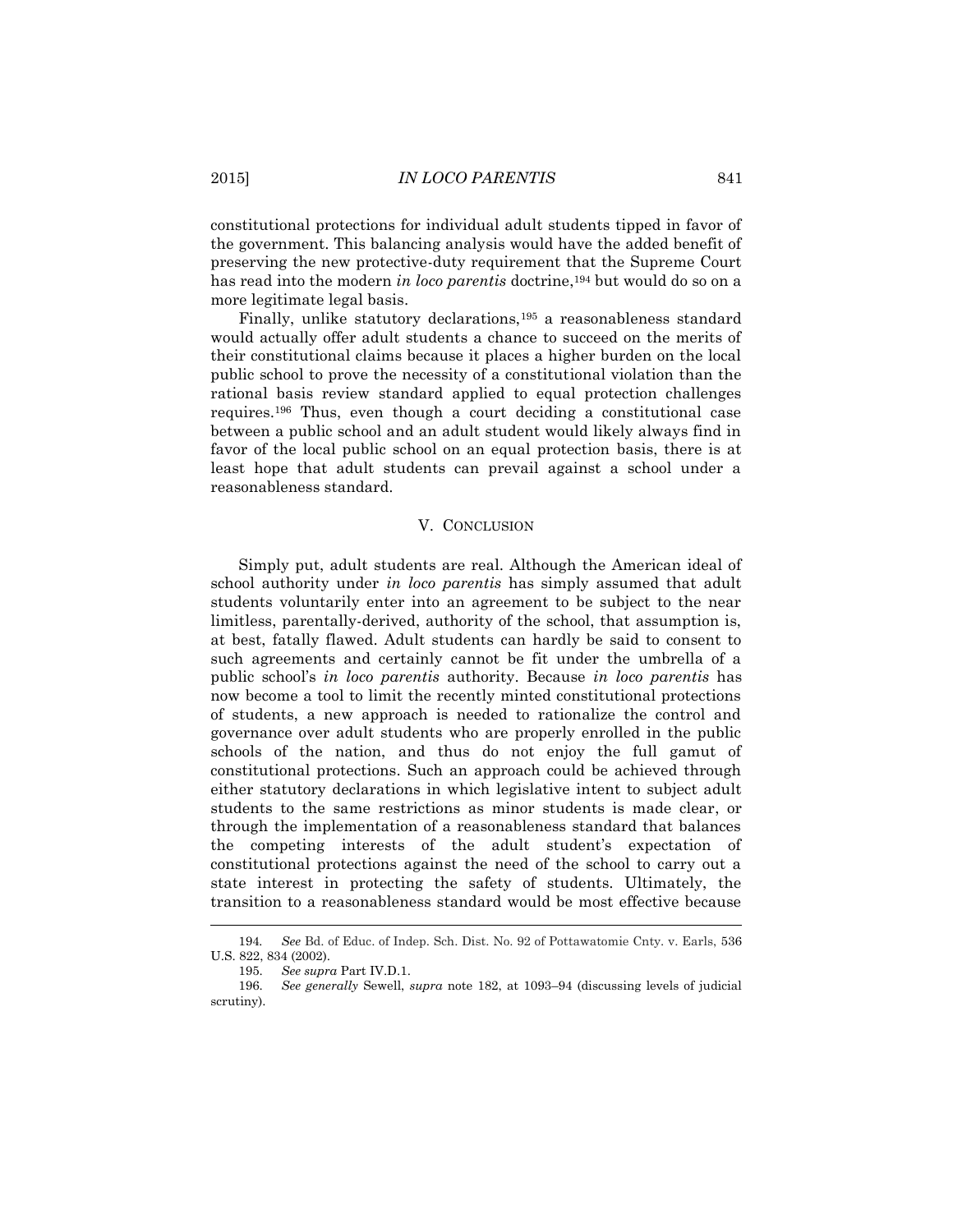constitutional protections for individual adult students tipped in favor of the government. This balancing analysis would have the added benefit of preserving the new protective-duty requirement that the Supreme Court has read into the modern *in loco parentis* doctrine,[194] but would do so on a more legitimate legal basis.

Finally, unlike statutory declarations,[195] a reasonableness standard would actually offer adult students a chance to succeed on the merits of their constitutional claims because it places a higher burden on the local public school to prove the necessity of a constitutional violation than the rational basis review standard applied to equal protection challenges requires.[196] Thus, even though a court deciding a constitutional case between a public school and an adult student would likely always find in favor of the local public school on an equal protection basis, there is at least hope that adult students can prevail against a school under a reasonableness standard.

## V. CONCLUSION

Simply put, adult students are real. Although the American ideal of school authority under *in loco parentis* has simply assumed that adult students voluntarily enter into an agreement to be subject to the near limitless, parentally-derived, authority of the school, that assumption is, at best, fatally flawed. Adult students can hardly be said to consent to such agreements and certainly cannot be fit under the umbrella of a public school's *in loco parentis* authority. Because *in loco parentis* has now become a tool to limit the recently minted constitutional protections of students, a new approach is needed to rationalize the control and governance over adult students who are properly enrolled in the public schools of the nation, and thus do not enjoy the full gamut of constitutional protections. Such an approach could be achieved through either statutory declarations in which legislative intent to subject adult students to the same restrictions as minor students is made clear, or through the implementation of a reasonableness standard that balances the competing interests of the adult student's expectation of constitutional protections against the need of the school to carry out a state interest in protecting the safety of students. Ultimately, the transition to a reasonableness standard would be most effective because

---

194. *See* Bd. of Educ. of Indep. Sch. Dist. No. 92 of Pottawatomie Cnty. v. Earls, 536 U.S. 822, 834 (2002).

195. *See supra* Part IV.D.1.

196. *See generally* Sewell, *supra* note 182, at 1093–94 (discussing levels of judicial scrutiny).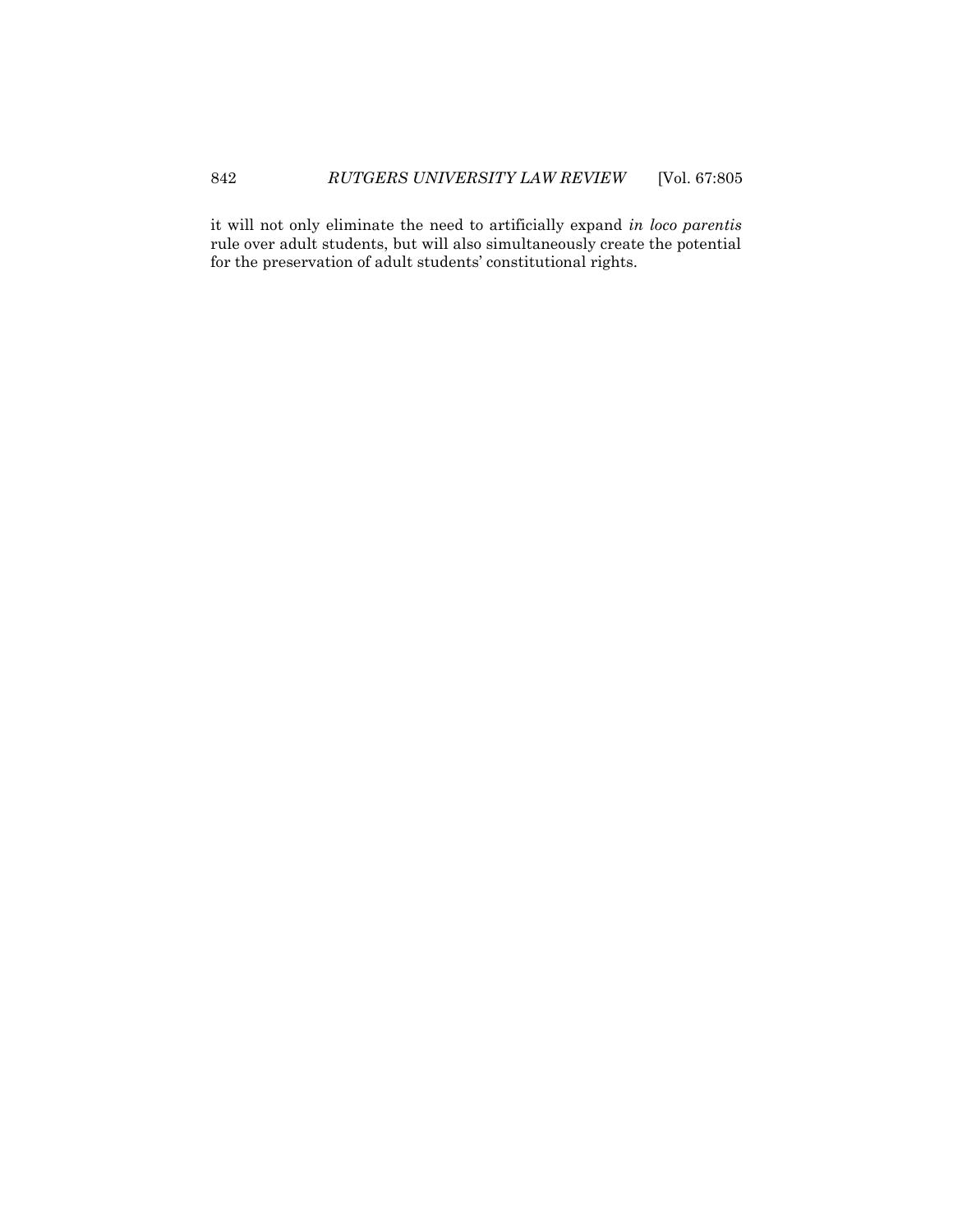it will not only eliminate the need to artificially expand *in loco parentis* rule over adult students, but will also simultaneously create the potential for the preservation of adult students' constitutional rights.